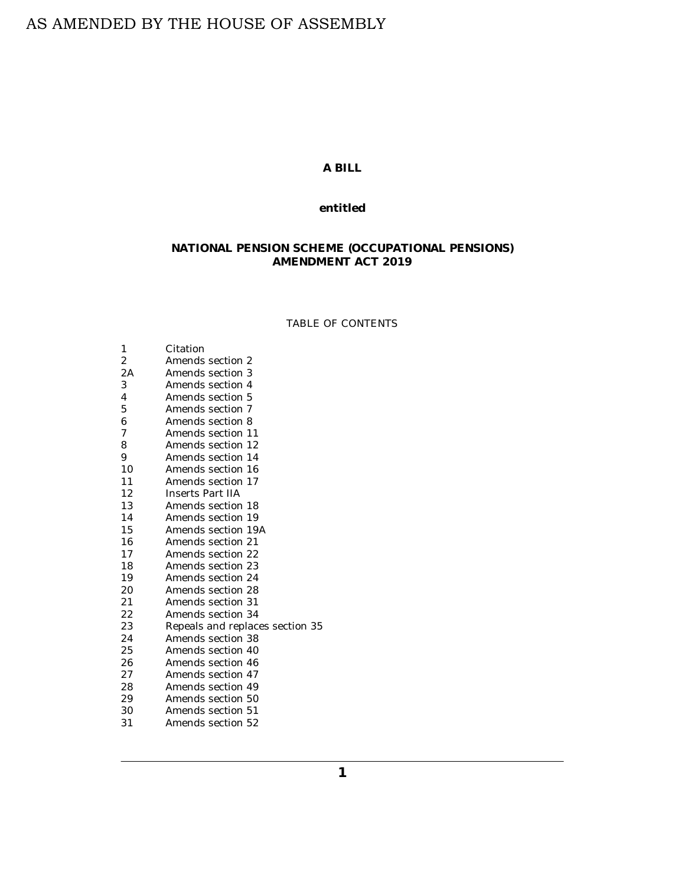AS AMENDED BY THE HOUSE OF ASSEMBLY

**A BILL**

**entitled**

# NATIONAL PENSION SCHEME (OCCUPATIONAL PENSIONS) AMENDMENT ACT 2019

TABLE OF CONTENTS

| | |
|---|---|
| 1 | Citation |
| 2 | Amends section 2 |
| 2A | Amends section 3 |
| 3 | Amends section 4 |
| 4 | Amends section 5 |
| 5 | Amends section 7 |
| 6 | Amends section 8 |
| 7 | Amends section 11 |
| 8 | Amends section 12 |
| 9 | Amends section 14 |
| 10 | Amends section 16 |
| 11 | Amends section 17 |
| 12 | Inserts Part IIA |
| 13 | Amends section 18 |
| 14 | Amends section 19 |
| 15 | Amends section 19A |
| 16 | Amends section 21 |
| 17 | Amends section 22 |
| 18 | Amends section 23 |
| 19 | Amends section 24 |
| 20 | Amends section 28 |
| 21 | Amends section 31 |
| 22 | Amends section 34 |
| 23 | Repeals and replaces section 35 |
| 24 | Amends section 38 |
| 25 | Amends section 40 |
| 26 | Amends section 46 |
| 27 | Amends section 47 |
| 28 | Amends section 49 |
| 29 | Amends section 50 |
| 30 | Amends section 51 |
| 31 | Amends section 52 |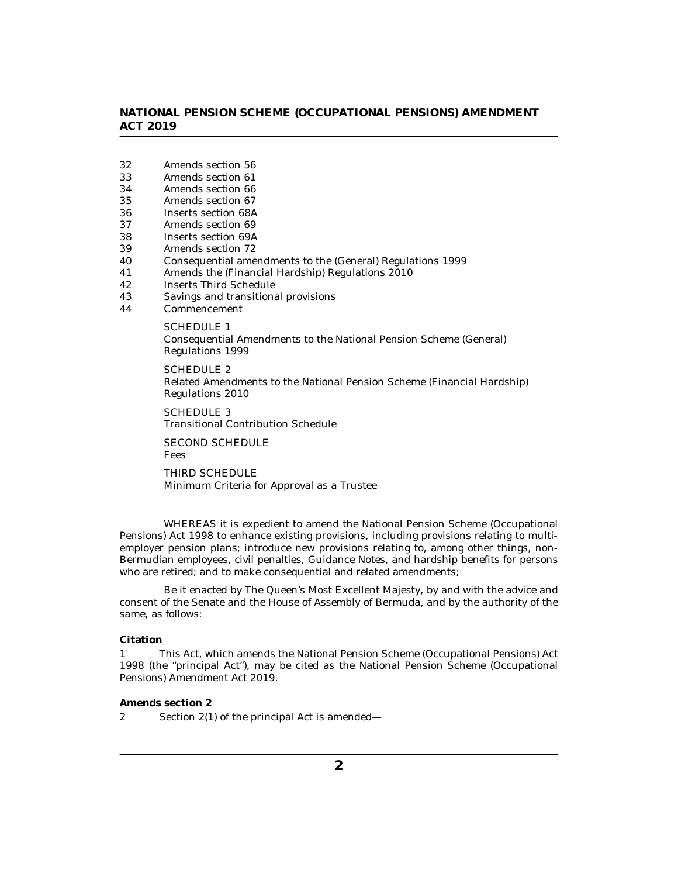32 Amends section 56
33 Amends section 61
34 Amends section 66
35 Amends section 67
36 Inserts section 68A
37 Amends section 69
38 Inserts section 69A
39 Amends section 72
40 Consequential amendments to the (General) Regulations 1999
41 Amends the (Financial Hardship) Regulations 2010
42 Inserts Third Schedule
43 Savings and transitional provisions
44 Commencement

SCHEDULE 1
Consequential Amendments to the National Pension Scheme (General) Regulations 1999

SCHEDULE 2
Related Amendments to the National Pension Scheme (Financial Hardship) Regulations 2010

SCHEDULE 3
Transitional Contribution Schedule

SECOND SCHEDULE
Fees

THIRD SCHEDULE
Minimum Criteria for Approval as a Trustee

WHEREAS it is expedient to amend the National Pension Scheme (Occupational Pensions) Act 1998 to enhance existing provisions, including provisions relating to multi-employer pension plans; introduce new provisions relating to, among other things, non-Bermudian employees, civil penalties, Guidance Notes, and hardship benefits for persons who are retired; and to make consequential and related amendments;

Be it enacted by The Queen's Most Excellent Majesty, by and with the advice and consent of the Senate and the House of Assembly of Bermuda, and by the authority of the same, as follows:

**Citation**

1 This Act, which amends the National Pension Scheme (Occupational Pensions) Act 1998 (the "principal Act"), may be cited as the National Pension Scheme (Occupational Pensions) Amendment Act 2019.

**Amends section 2**

2 Section 2(1) of the principal Act is amended—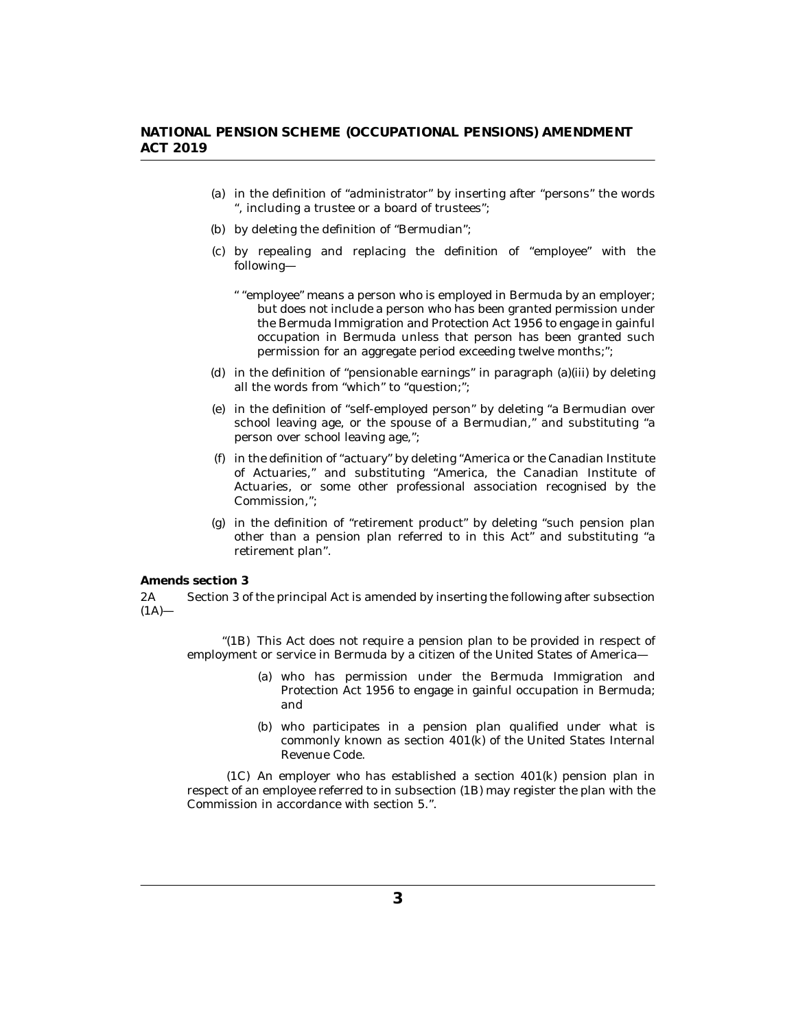(a) in the definition of "administrator" by inserting after "persons" the words ", including a trustee or a board of trustees";

(b) by deleting the definition of "Bermudian";

(c) by repealing and replacing the definition of "employee" with the following—

" "employee" means a person who is employed in Bermuda by an employer; but does not include a person who has been granted permission under the Bermuda Immigration and Protection Act 1956 to engage in gainful occupation in Bermuda unless that person has been granted such permission for an aggregate period exceeding twelve months;";

(d) in the definition of "pensionable earnings" in paragraph (a)(iii) by deleting all the words from "which" to "question;";

(e) in the definition of "self-employed person" by deleting "a Bermudian over school leaving age, or the spouse of a Bermudian," and substituting "a person over school leaving age,";

(f) in the definition of "actuary" by deleting "America or the Canadian Institute of Actuaries," and substituting "America, the Canadian Institute of Actuaries, or some other professional association recognised by the Commission,";

(g) in the definition of "retirement product" by deleting "such pension plan other than a pension plan referred to in this Act" and substituting "a retirement plan".

**Amends section 3**

2A Section 3 of the principal Act is amended by inserting the following after subsection (1A)—

"(1B) This Act does not require a pension plan to be provided in respect of employment or service in Bermuda by a citizen of the United States of America—

(a) who has permission under the Bermuda Immigration and Protection Act 1956 to engage in gainful occupation in Bermuda; and

(b) who participates in a pension plan qualified under what is commonly known as section 401(k) of the United States Internal Revenue Code.

(1C) An employer who has established a section 401(k) pension plan in respect of an employee referred to in subsection (1B) may register the plan with the Commission in accordance with section 5.".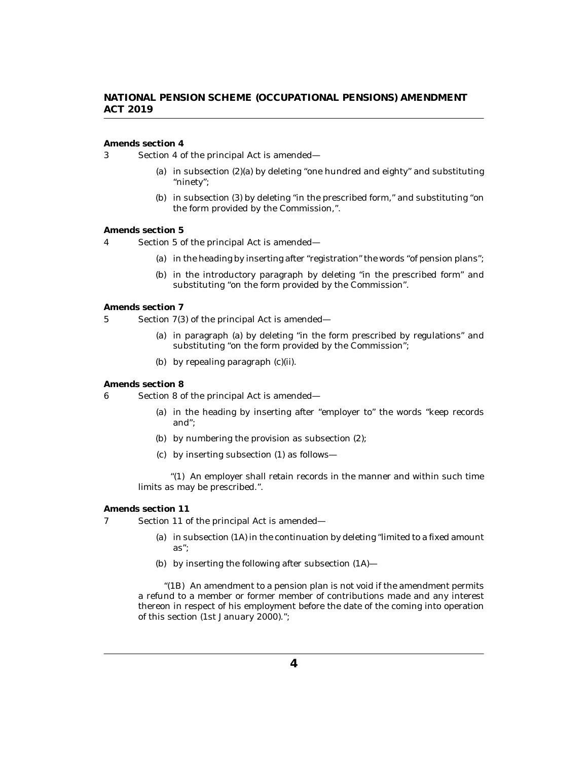**Amends section 4**

3 Section 4 of the principal Act is amended—

(a) in subsection (2)(a) by deleting "one hundred and eighty" and substituting "ninety";

(b) in subsection (3) by deleting "in the prescribed form," and substituting "on the form provided by the Commission,".

**Amends section 5**

4 Section 5 of the principal Act is amended—

(a) in the heading by inserting after "registration" the words "of pension plans";

(b) in the introductory paragraph by deleting "in the prescribed form" and substituting "on the form provided by the Commission".

**Amends section 7**

5 Section 7(3) of the principal Act is amended—

(a) in paragraph (a) by deleting "in the form prescribed by regulations" and substituting "on the form provided by the Commission";

(b) by repealing paragraph (c)(ii).

**Amends section 8**

6 Section 8 of the principal Act is amended—

(a) in the heading by inserting after "employer to" the words "keep records and";

(b) by numbering the provision as subsection (2);

(c) by inserting subsection (1) as follows—

"(1) An employer shall retain records in the manner and within such time limits as may be prescribed.".

**Amends section 11**

7 Section 11 of the principal Act is amended—

(a) in subsection (1A) in the continuation by deleting "limited to a fixed amount as";

(b) by inserting the following after subsection (1A)—

"(1B) An amendment to a pension plan is not void if the amendment permits a refund to a member or former member of contributions made and any interest thereon in respect of his employment before the date of the coming into operation of this section (1st January 2000).";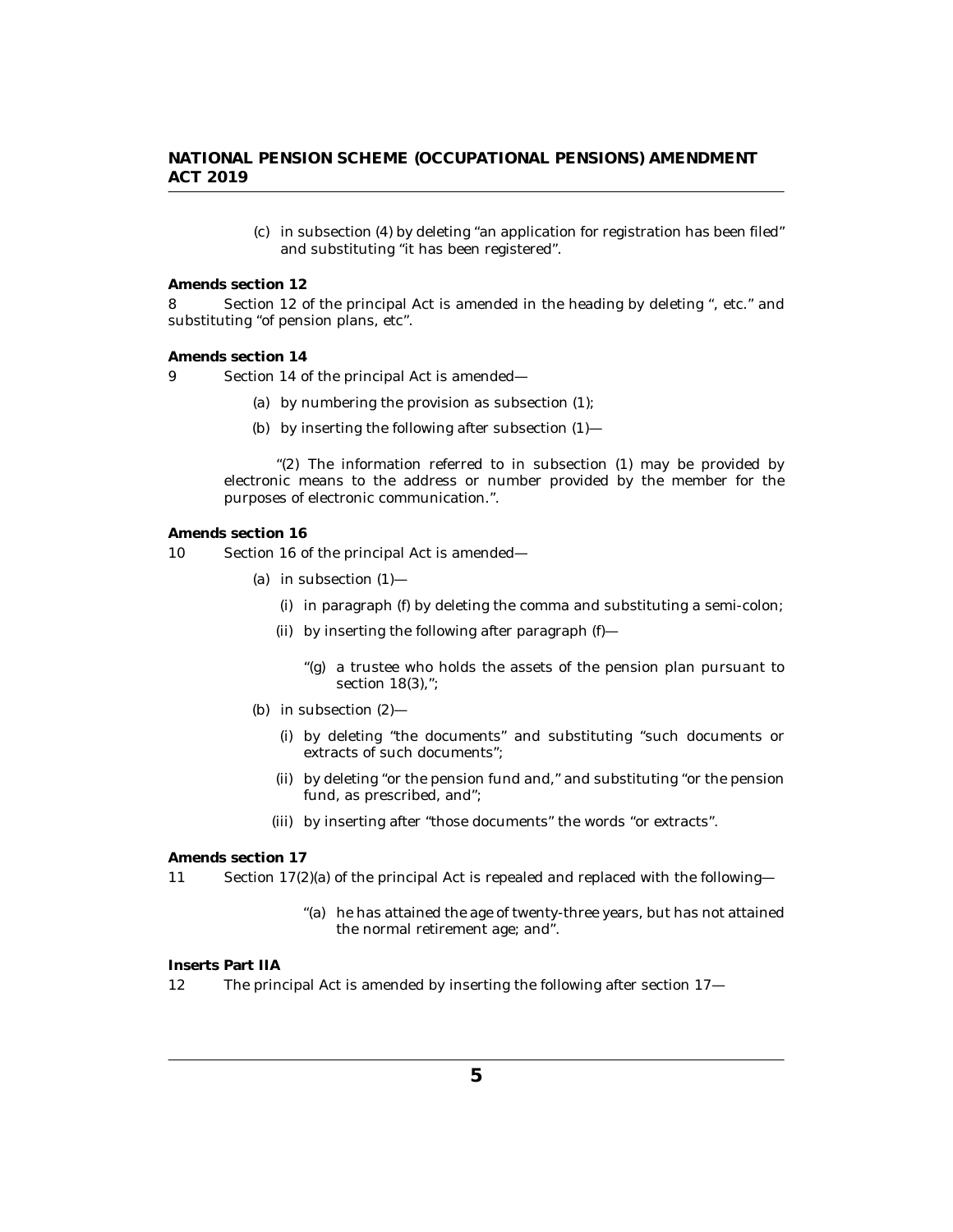(c) in subsection (4) by deleting "an application for registration has been filed" and substituting "it has been registered".

**Amends section 12**

8 Section 12 of the principal Act is amended in the heading by deleting ", etc." and substituting "of pension plans, etc".

**Amends section 14**

9 Section 14 of the principal Act is amended—

(a) by numbering the provision as subsection (1);

(b) by inserting the following after subsection (1)—

"(2) The information referred to in subsection (1) may be provided by electronic means to the address or number provided by the member for the purposes of electronic communication.".

**Amends section 16**

10 Section 16 of the principal Act is amended—

(a) in subsection (1)—

(i) in paragraph (f) by deleting the comma and substituting a semi-colon;

(ii) by inserting the following after paragraph (f)—

"(g) a trustee who holds the assets of the pension plan pursuant to section 18(3),";

(b) in subsection (2)—

(i) by deleting "the documents" and substituting "such documents or extracts of such documents";

(ii) by deleting "or the pension fund and," and substituting "or the pension fund, as prescribed, and";

(iii) by inserting after "those documents" the words "or extracts".

**Amends section 17**

11 Section 17(2)(a) of the principal Act is repealed and replaced with the following—

"(a) he has attained the age of twenty-three years, but has not attained the normal retirement age; and".

**Inserts Part IIA**

12 The principal Act is amended by inserting the following after section 17—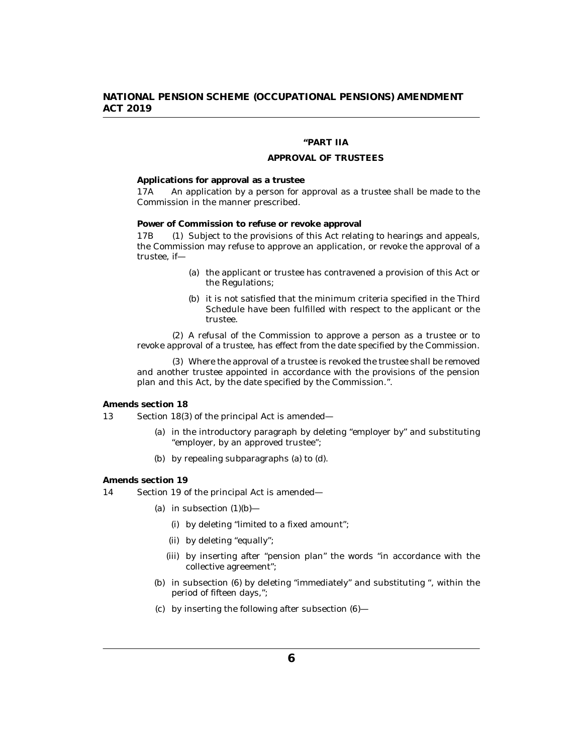**"PART IIA**

**APPROVAL OF TRUSTEES**

**Applications for approval as a trustee**

17A An application by a person for approval as a trustee shall be made to the Commission in the manner prescribed.

**Power of Commission to refuse or revoke approval**

17B (1) Subject to the provisions of this Act relating to hearings and appeals, the Commission may refuse to approve an application, or revoke the approval of a trustee, if—

(a) the applicant or trustee has contravened a provision of this Act or the Regulations;

(b) it is not satisfied that the minimum criteria specified in the Third Schedule have been fulfilled with respect to the applicant or the trustee.

(2) A refusal of the Commission to approve a person as a trustee or to revoke approval of a trustee, has effect from the date specified by the Commission.

(3) Where the approval of a trustee is revoked the trustee shall be removed and another trustee appointed in accordance with the provisions of the pension plan and this Act, by the date specified by the Commission.".

**Amends section 18**

13 Section 18(3) of the principal Act is amended—

(a) in the introductory paragraph by deleting "employer by" and substituting "employer, by an approved trustee";

(b) by repealing subparagraphs (a) to (d).

**Amends section 19**

14 Section 19 of the principal Act is amended—

(a) in subsection (1)(b)—

(i) by deleting "limited to a fixed amount";

(ii) by deleting "equally";

(iii) by inserting after "pension plan" the words "in accordance with the collective agreement";

(b) in subsection (6) by deleting "immediately" and substituting ", within the period of fifteen days,";

(c) by inserting the following after subsection (6)—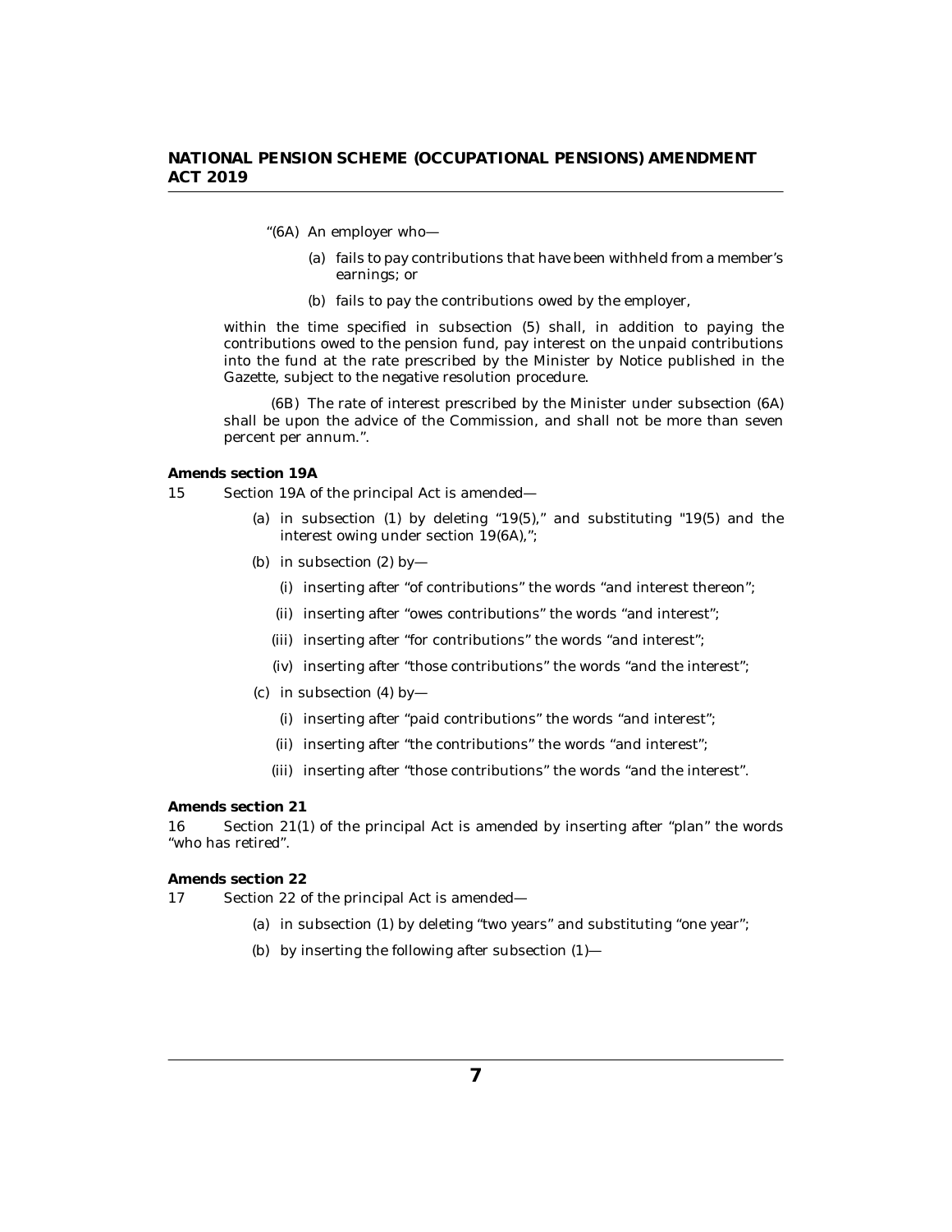"(6A) An employer who—

(a) fails to pay contributions that have been withheld from a member's earnings; or

(b) fails to pay the contributions owed by the employer,

within the time specified in subsection (5) shall, in addition to paying the contributions owed to the pension fund, pay interest on the unpaid contributions into the fund at the rate prescribed by the Minister by Notice published in the Gazette, subject to the negative resolution procedure.

(6B) The rate of interest prescribed by the Minister under subsection (6A) shall be upon the advice of the Commission, and shall not be more than seven percent per annum.".

**Amends section 19A**

15 Section 19A of the principal Act is amended—

(a) in subsection (1) by deleting "19(5)," and substituting "19(5) and the interest owing under section 19(6A),";

(b) in subsection (2) by—

(i) inserting after "of contributions" the words "and interest thereon";

(ii) inserting after "owes contributions" the words "and interest";

(iii) inserting after "for contributions" the words "and interest";

(iv) inserting after "those contributions" the words "and the interest";

(c) in subsection (4) by—

(i) inserting after "paid contributions" the words "and interest";

(ii) inserting after "the contributions" the words "and interest";

(iii) inserting after "those contributions" the words "and the interest".

**Amends section 21**

16 Section 21(1) of the principal Act is amended by inserting after "plan" the words "who has retired".

**Amends section 22**

17 Section 22 of the principal Act is amended—

(a) in subsection (1) by deleting "two years" and substituting "one year";

(b) by inserting the following after subsection (1)—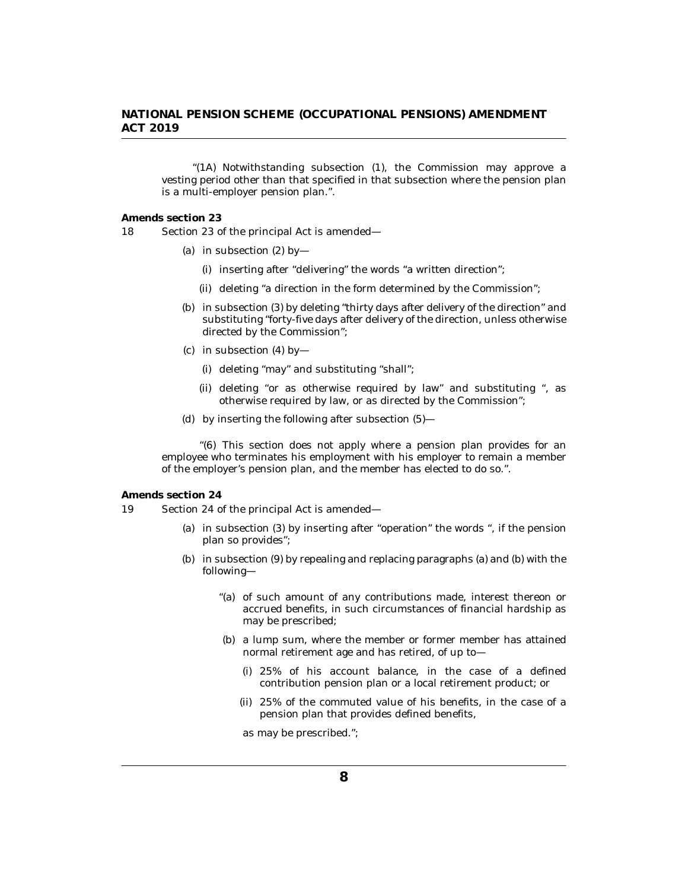"(1A) Notwithstanding subsection (1), the Commission may approve a vesting period other than that specified in that subsection where the pension plan is a multi-employer pension plan.".

**Amends section 23**

18 Section 23 of the principal Act is amended—

(a) in subsection (2) by—

(i) inserting after "delivering" the words "a written direction";

(ii) deleting "a direction in the form determined by the Commission";

(b) in subsection (3) by deleting "thirty days after delivery of the direction" and substituting "forty-five days after delivery of the direction, unless otherwise directed by the Commission";

(c) in subsection (4) by—

(i) deleting "may" and substituting "shall";

(ii) deleting "or as otherwise required by law" and substituting ", as otherwise required by law, or as directed by the Commission";

(d) by inserting the following after subsection (5)—

"(6) This section does not apply where a pension plan provides for an employee who terminates his employment with his employer to remain a member of the employer's pension plan, and the member has elected to do so.".

**Amends section 24**

19 Section 24 of the principal Act is amended—

(a) in subsection (3) by inserting after "operation" the words ", if the pension plan so provides";

(b) in subsection (9) by repealing and replacing paragraphs (a) and (b) with the following—

"(a) of such amount of any contributions made, interest thereon or accrued benefits, in such circumstances of financial hardship as may be prescribed;

(b) a lump sum, where the member or former member has attained normal retirement age and has retired, of up to—

(i) 25% of his account balance, in the case of a defined contribution pension plan or a local retirement product; or

(ii) 25% of the commuted value of his benefits, in the case of a pension plan that provides defined benefits,

as may be prescribed.";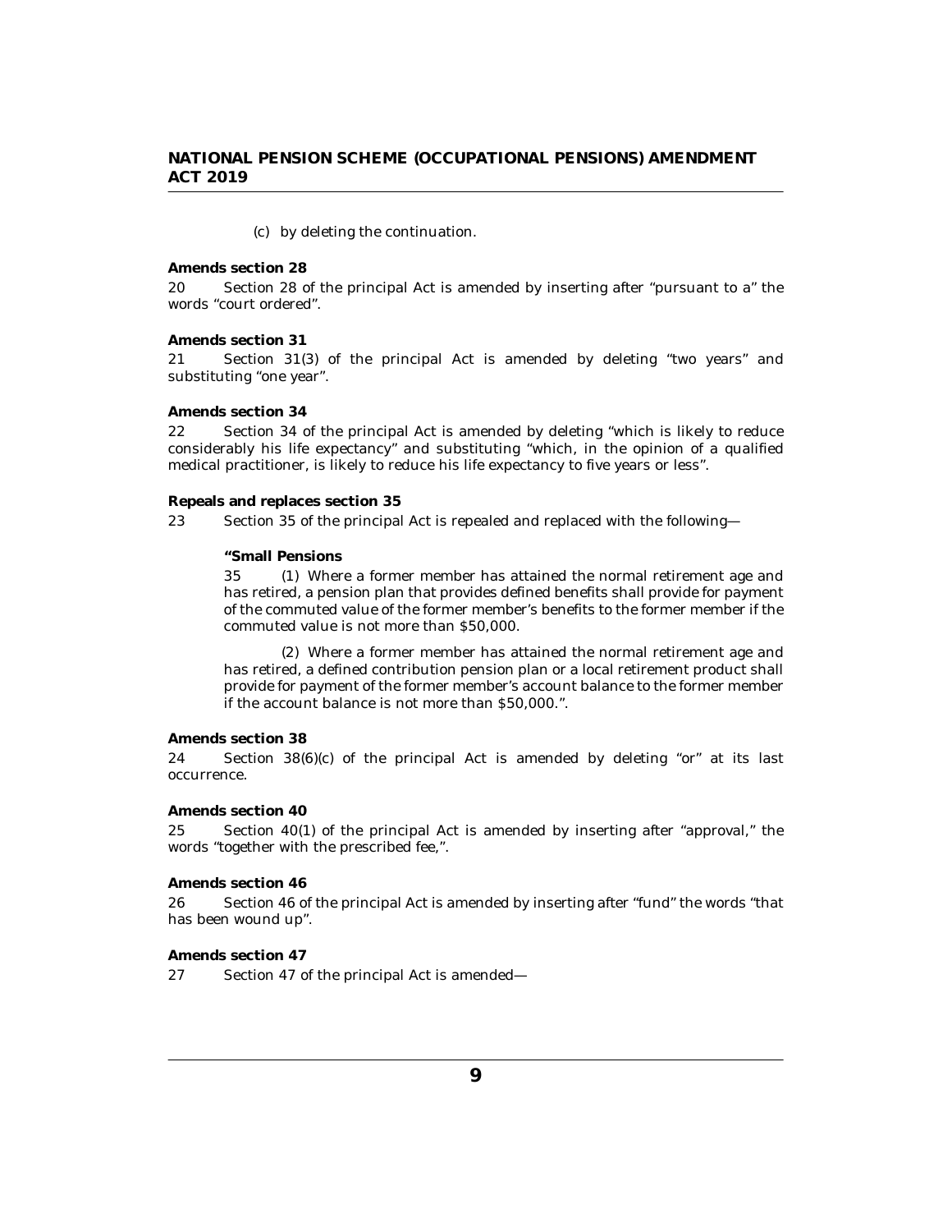(c) by deleting the continuation.

**Amends section 28**

20 Section 28 of the principal Act is amended by inserting after "pursuant to a" the words "court ordered".

**Amends section 31**

21 Section 31(3) of the principal Act is amended by deleting "two years" and substituting "one year".

**Amends section 34**

22 Section 34 of the principal Act is amended by deleting "which is likely to reduce considerably his life expectancy" and substituting "which, in the opinion of a qualified medical practitioner, is likely to reduce his life expectancy to five years or less".

**Repeals and replaces section 35**

23 Section 35 of the principal Act is repealed and replaced with the following—

> **"Small Pensions**
>
> 35 (1) Where a former member has attained the normal retirement age and has retired, a pension plan that provides defined benefits shall provide for payment of the commuted value of the former member's benefits to the former member if the commuted value is not more than $50,000.
>
> (2) Where a former member has attained the normal retirement age and has retired, a defined contribution pension plan or a local retirement product shall provide for payment of the former member's account balance to the former member if the account balance is not more than $50,000.".

**Amends section 38**

24 Section 38(6)(c) of the principal Act is amended by deleting "or" at its last occurrence.

**Amends section 40**

25 Section 40(1) of the principal Act is amended by inserting after "approval," the words "together with the prescribed fee,".

**Amends section 46**

26 Section 46 of the principal Act is amended by inserting after "fund" the words "that has been wound up".

**Amends section 47**

27 Section 47 of the principal Act is amended—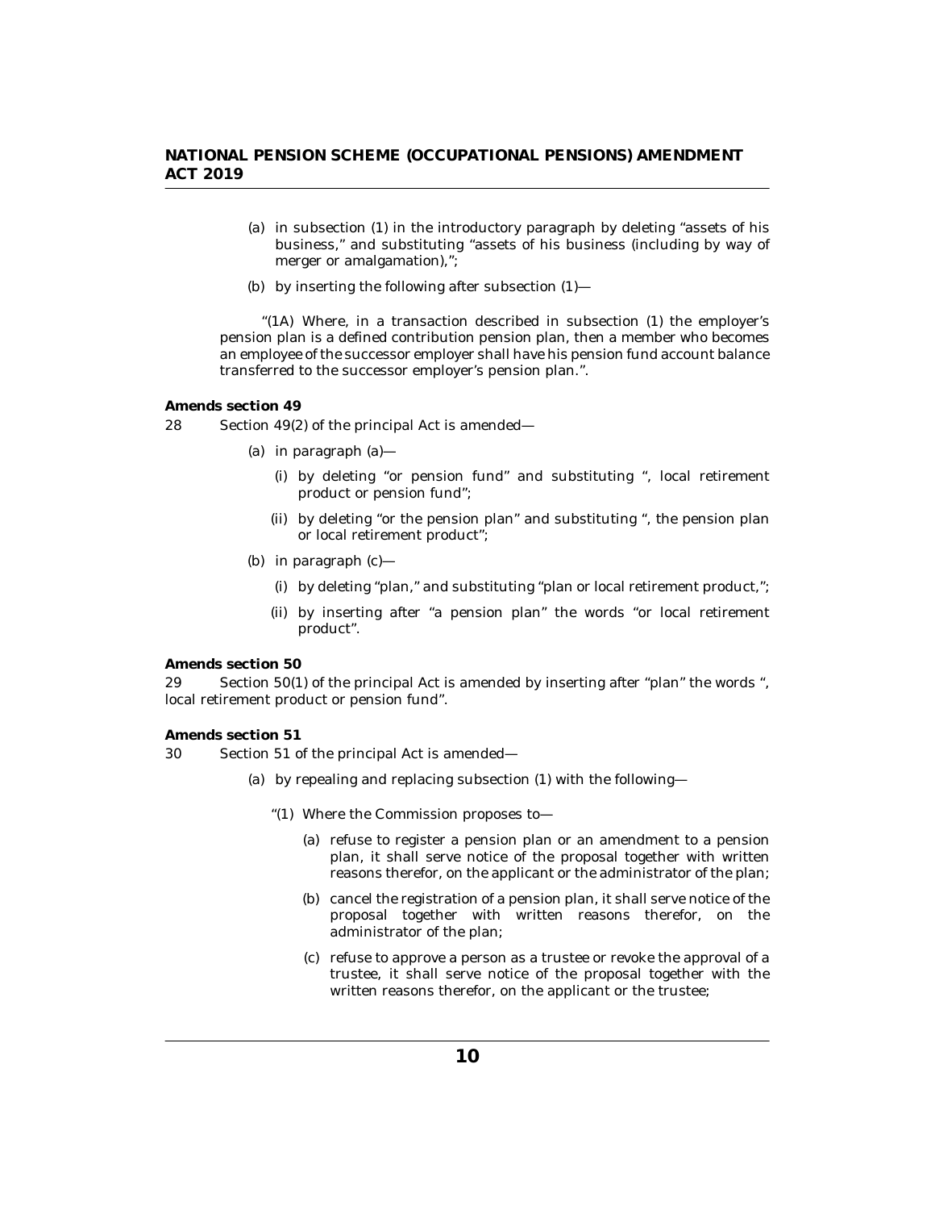(a) in subsection (1) in the introductory paragraph by deleting "assets of his business," and substituting "assets of his business (including by way of merger or amalgamation),";

(b) by inserting the following after subsection (1)—

"(1A) Where, in a transaction described in subsection (1) the employer's pension plan is a defined contribution pension plan, then a member who becomes an employee of the successor employer shall have his pension fund account balance transferred to the successor employer's pension plan.".

**Amends section 49**

28 Section 49(2) of the principal Act is amended—

(a) in paragraph (a)—

(i) by deleting "or pension fund" and substituting ", local retirement product or pension fund";

(ii) by deleting "or the pension plan" and substituting ", the pension plan or local retirement product";

(b) in paragraph (c)—

(i) by deleting "plan," and substituting "plan or local retirement product,";

(ii) by inserting after "a pension plan" the words "or local retirement product".

**Amends section 50**

29 Section 50(1) of the principal Act is amended by inserting after "plan" the words ", local retirement product or pension fund".

**Amends section 51**

30 Section 51 of the principal Act is amended—

(a) by repealing and replacing subsection (1) with the following—

"(1) Where the Commission proposes to—

(a) refuse to register a pension plan or an amendment to a pension plan, it shall serve notice of the proposal together with written reasons therefor, on the applicant or the administrator of the plan;

(b) cancel the registration of a pension plan, it shall serve notice of the proposal together with written reasons therefor, on the administrator of the plan;

(c) refuse to approve a person as a trustee or revoke the approval of a trustee, it shall serve notice of the proposal together with the written reasons therefor, on the applicant or the trustee;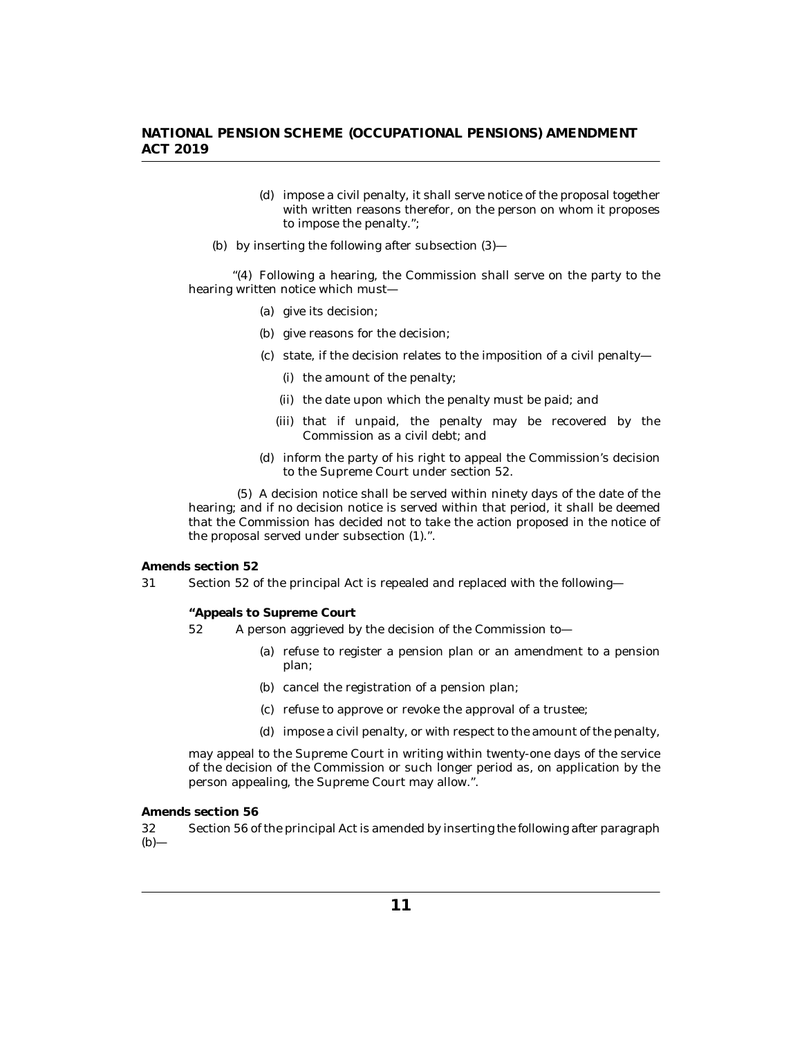(d) impose a civil penalty, it shall serve notice of the proposal together with written reasons therefor, on the person on whom it proposes to impose the penalty.";

(b) by inserting the following after subsection (3)—

"(4) Following a hearing, the Commission shall serve on the party to the hearing written notice which must—

(a) give its decision;

(b) give reasons for the decision;

(c) state, if the decision relates to the imposition of a civil penalty—

(i) the amount of the penalty;

(ii) the date upon which the penalty must be paid; and

(iii) that if unpaid, the penalty may be recovered by the Commission as a civil debt; and

(d) inform the party of his right to appeal the Commission's decision to the Supreme Court under section 52.

(5) A decision notice shall be served within ninety days of the date of the hearing; and if no decision notice is served within that period, it shall be deemed that the Commission has decided not to take the action proposed in the notice of the proposal served under subsection (1).".

**Amends section 52**

31 Section 52 of the principal Act is repealed and replaced with the following—

**"Appeals to Supreme Court**

52 A person aggrieved by the decision of the Commission to—

(a) refuse to register a pension plan or an amendment to a pension plan;

(b) cancel the registration of a pension plan;

(c) refuse to approve or revoke the approval of a trustee;

(d) impose a civil penalty, or with respect to the amount of the penalty,

may appeal to the Supreme Court in writing within twenty-one days of the service of the decision of the Commission or such longer period as, on application by the person appealing, the Supreme Court may allow.".

**Amends section 56**

32 Section 56 of the principal Act is amended by inserting the following after paragraph (b)—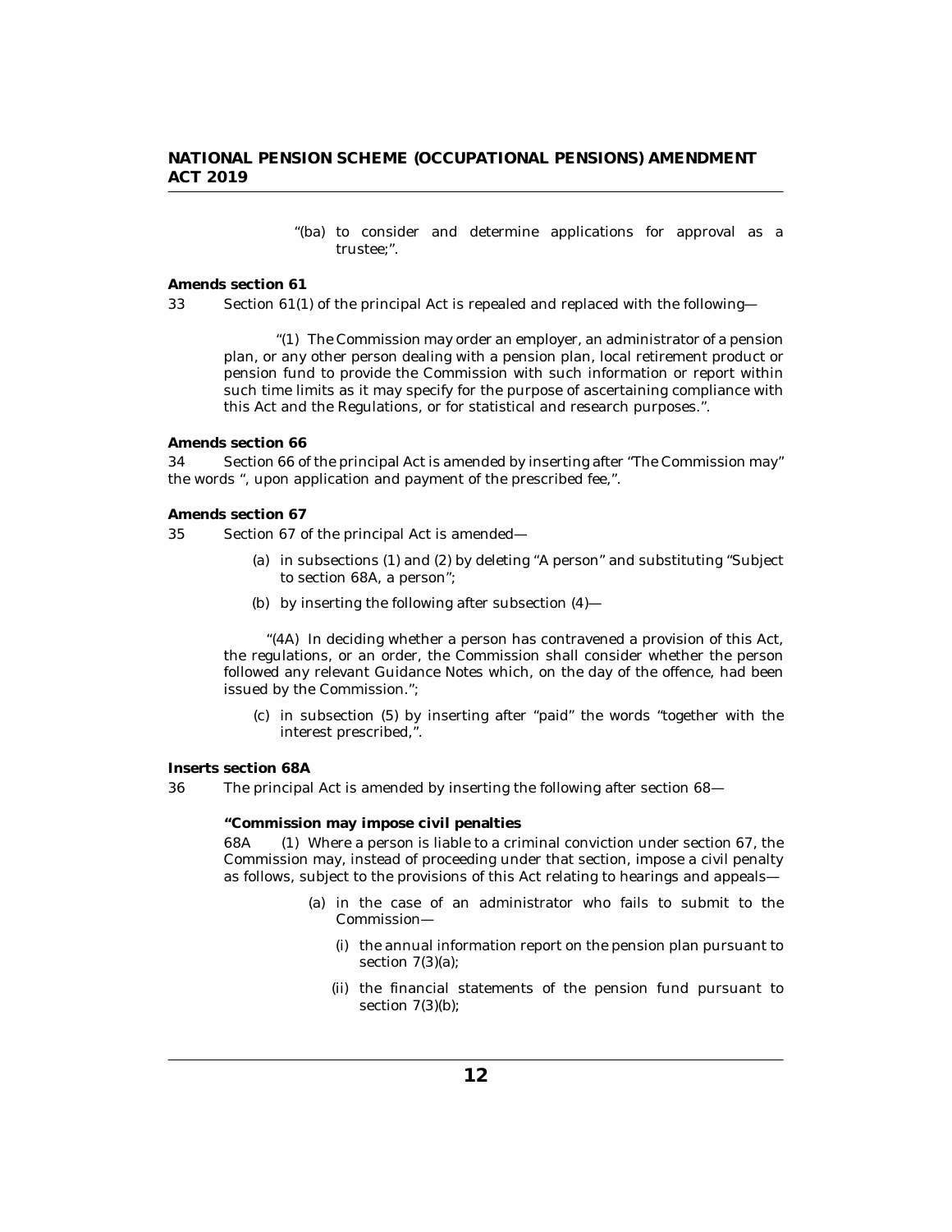"(ba) to consider and determine applications for approval as a trustee;".

**Amends section 61**

33 Section 61(1) of the principal Act is repealed and replaced with the following—

"(1) The Commission may order an employer, an administrator of a pension plan, or any other person dealing with a pension plan, local retirement product or pension fund to provide the Commission with such information or report within such time limits as it may specify for the purpose of ascertaining compliance with this Act and the Regulations, or for statistical and research purposes.".

**Amends section 66**

34 Section 66 of the principal Act is amended by inserting after "The Commission may" the words ", upon application and payment of the prescribed fee,".

**Amends section 67**

35 Section 67 of the principal Act is amended—

(a) in subsections (1) and (2) by deleting "A person" and substituting "Subject to section 68A, a person";

(b) by inserting the following after subsection (4)—

"(4A) In deciding whether a person has contravened a provision of this Act, the regulations, or an order, the Commission shall consider whether the person followed any relevant Guidance Notes which, on the day of the offence, had been issued by the Commission.";

(c) in subsection (5) by inserting after "paid" the words "together with the interest prescribed,".

**Inserts section 68A**

36 The principal Act is amended by inserting the following after section 68—

**"Commission may impose civil penalties**

68A (1) Where a person is liable to a criminal conviction under section 67, the Commission may, instead of proceeding under that section, impose a civil penalty as follows, subject to the provisions of this Act relating to hearings and appeals—

(a) in the case of an administrator who fails to submit to the Commission—

(i) the annual information report on the pension plan pursuant to section 7(3)(a);

(ii) the financial statements of the pension fund pursuant to section 7(3)(b);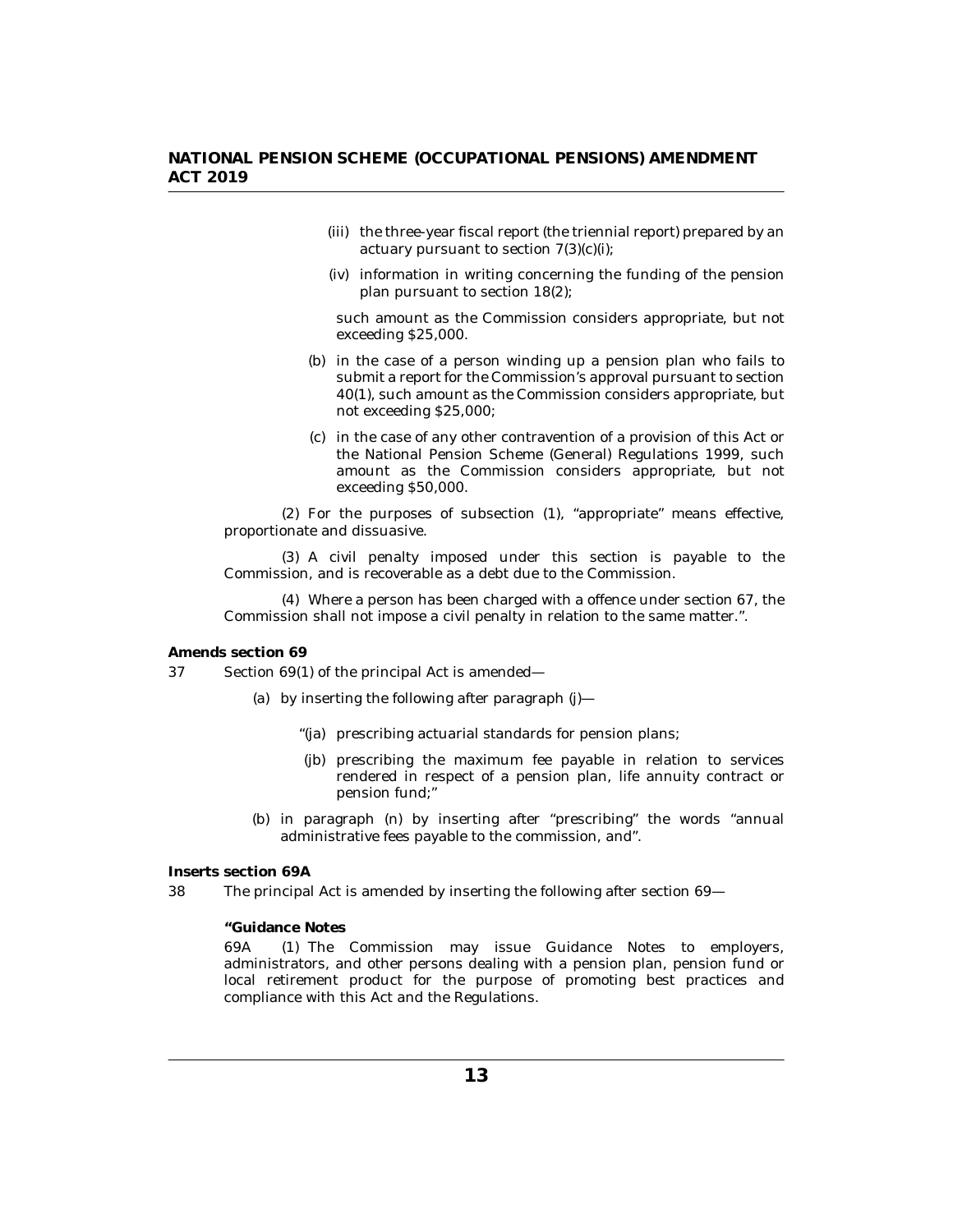(iii) the three-year fiscal report (the triennial report) prepared by an actuary pursuant to section 7(3)(c)(i);

(iv) information in writing concerning the funding of the pension plan pursuant to section 18(2);

such amount as the Commission considers appropriate, but not exceeding $25,000.

(b) in the case of a person winding up a pension plan who fails to submit a report for the Commission's approval pursuant to section 40(1), such amount as the Commission considers appropriate, but not exceeding $25,000;

(c) in the case of any other contravention of a provision of this Act or the National Pension Scheme (General) Regulations 1999, such amount as the Commission considers appropriate, but not exceeding $50,000.

(2) For the purposes of subsection (1), "appropriate" means effective, proportionate and dissuasive.

(3) A civil penalty imposed under this section is payable to the Commission, and is recoverable as a debt due to the Commission.

(4) Where a person has been charged with a offence under section 67, the Commission shall not impose a civil penalty in relation to the same matter.".

**Amends section 69**

37 Section 69(1) of the principal Act is amended—

(a) by inserting the following after paragraph (j)—

"(ja) prescribing actuarial standards for pension plans;

(jb) prescribing the maximum fee payable in relation to services rendered in respect of a pension plan, life annuity contract or pension fund;"

(b) in paragraph (n) by inserting after "prescribing" the words "annual administrative fees payable to the commission, and".

**Inserts section 69A**

38 The principal Act is amended by inserting the following after section 69—

**"Guidance Notes**

69A (1) The Commission may issue Guidance Notes to employers, administrators, and other persons dealing with a pension plan, pension fund or local retirement product for the purpose of promoting best practices and compliance with this Act and the Regulations.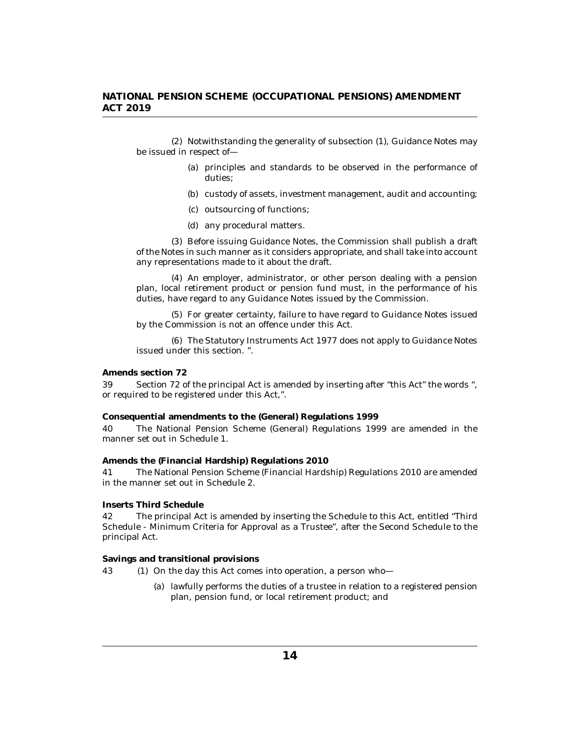(2) Notwithstanding the generality of subsection (1), Guidance Notes may be issued in respect of—

(a) principles and standards to be observed in the performance of duties;

(b) custody of assets, investment management, audit and accounting;

(c) outsourcing of functions;

(d) any procedural matters.

(3) Before issuing Guidance Notes, the Commission shall publish a draft of the Notes in such manner as it considers appropriate, and shall take into account any representations made to it about the draft.

(4) An employer, administrator, or other person dealing with a pension plan, local retirement product or pension fund must, in the performance of his duties, have regard to any Guidance Notes issued by the Commission.

(5) For greater certainty, failure to have regard to Guidance Notes issued by the Commission is not an offence under this Act.

(6) The Statutory Instruments Act 1977 does not apply to Guidance Notes issued under this section. ".

**Amends section 72**

39 Section 72 of the principal Act is amended by inserting after "this Act" the words ", or required to be registered under this Act,".

**Consequential amendments to the (General) Regulations 1999**

40 The National Pension Scheme (General) Regulations 1999 are amended in the manner set out in Schedule 1.

**Amends the (Financial Hardship) Regulations 2010**

41 The National Pension Scheme (Financial Hardship) Regulations 2010 are amended in the manner set out in Schedule 2.

**Inserts Third Schedule**

42 The principal Act is amended by inserting the Schedule to this Act, entitled "Third Schedule - Minimum Criteria for Approval as a Trustee", after the Second Schedule to the principal Act.

**Savings and transitional provisions**

43 (1) On the day this Act comes into operation, a person who—

(a) lawfully performs the duties of a trustee in relation to a registered pension plan, pension fund, or local retirement product; and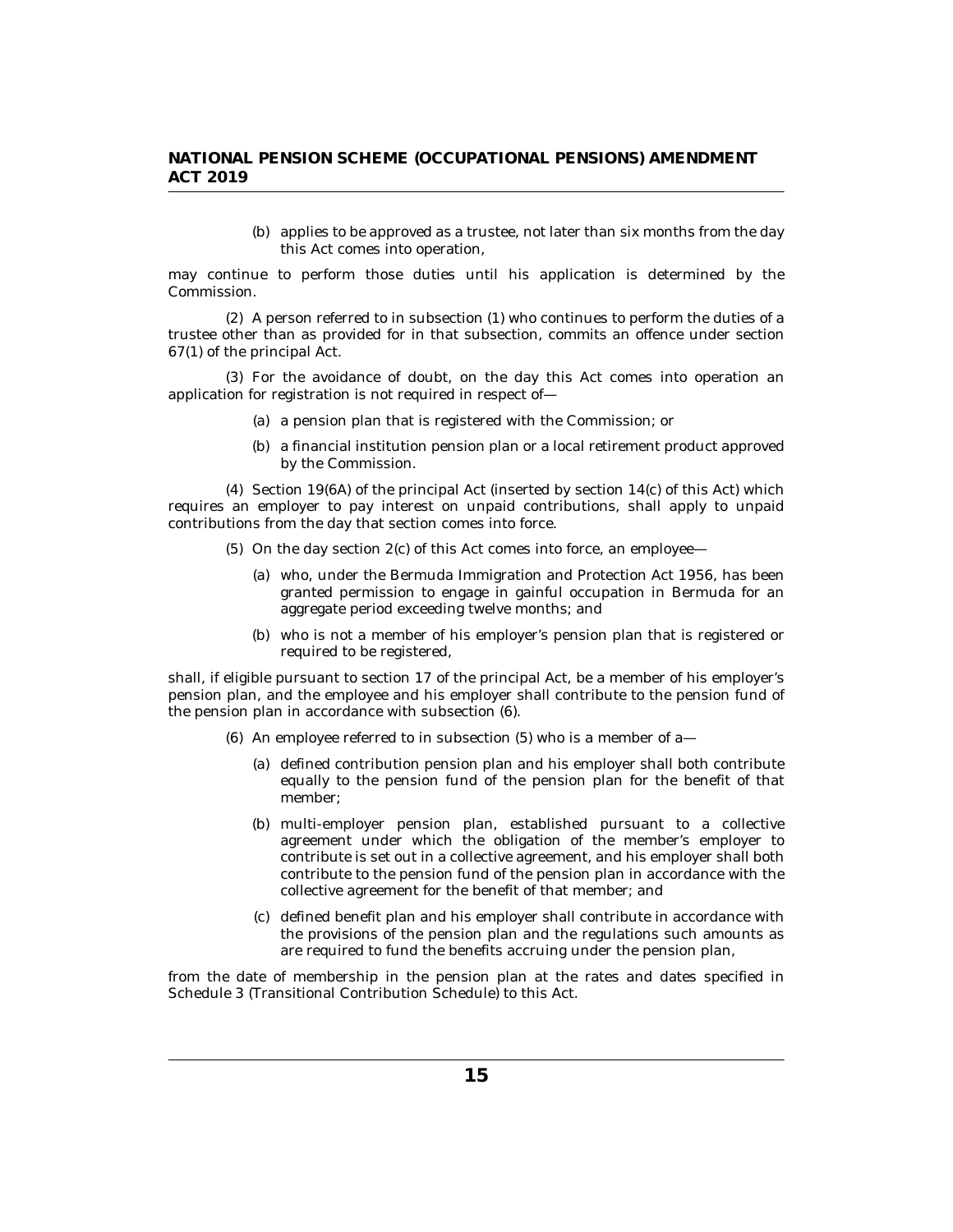(b) applies to be approved as a trustee, not later than six months from the day this Act comes into operation,

may continue to perform those duties until his application is determined by the Commission.

(2) A person referred to in subsection (1) who continues to perform the duties of a trustee other than as provided for in that subsection, commits an offence under section 67(1) of the principal Act.

(3) For the avoidance of doubt, on the day this Act comes into operation an application for registration is not required in respect of—

(a) a pension plan that is registered with the Commission; or

(b) a financial institution pension plan or a local retirement product approved by the Commission.

(4) Section 19(6A) of the principal Act (inserted by section 14(c) of this Act) which requires an employer to pay interest on unpaid contributions, shall apply to unpaid contributions from the day that section comes into force.

(5) On the day section 2(c) of this Act comes into force, an employee—

(a) who, under the Bermuda Immigration and Protection Act 1956, has been granted permission to engage in gainful occupation in Bermuda for an aggregate period exceeding twelve months; and

(b) who is not a member of his employer's pension plan that is registered or required to be registered,

shall, if eligible pursuant to section 17 of the principal Act, be a member of his employer's pension plan, and the employee and his employer shall contribute to the pension fund of the pension plan in accordance with subsection (6).

(6) An employee referred to in subsection (5) who is a member of a—

(a) defined contribution pension plan and his employer shall both contribute equally to the pension fund of the pension plan for the benefit of that member;

(b) multi-employer pension plan, established pursuant to a collective agreement under which the obligation of the member's employer to contribute is set out in a collective agreement, and his employer shall both contribute to the pension fund of the pension plan in accordance with the collective agreement for the benefit of that member; and

(c) defined benefit plan and his employer shall contribute in accordance with the provisions of the pension plan and the regulations such amounts as are required to fund the benefits accruing under the pension plan,

from the date of membership in the pension plan at the rates and dates specified in Schedule 3 (Transitional Contribution Schedule) to this Act.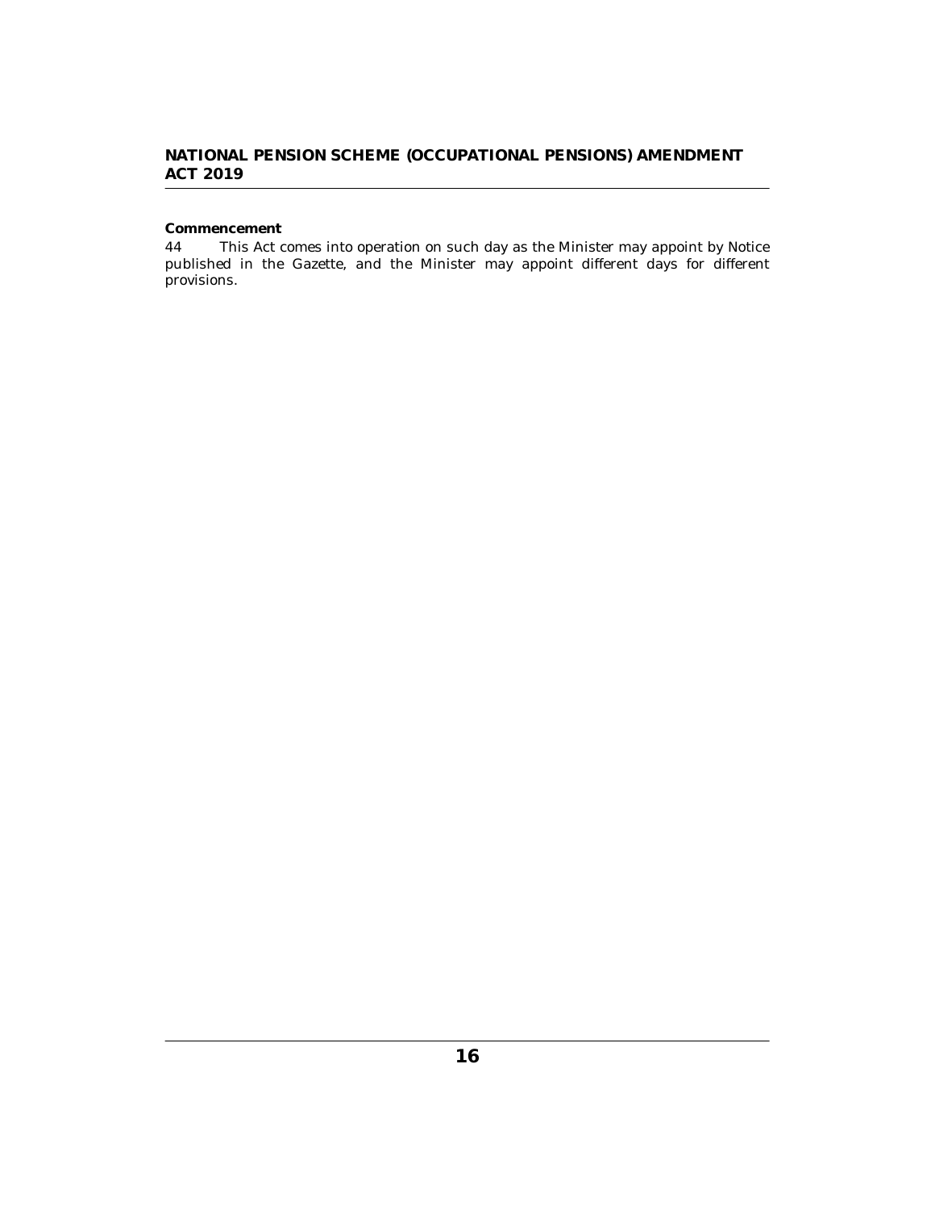**Commencement**

44 This Act comes into operation on such day as the Minister may appoint by Notice published in the Gazette, and the Minister may appoint different days for different provisions.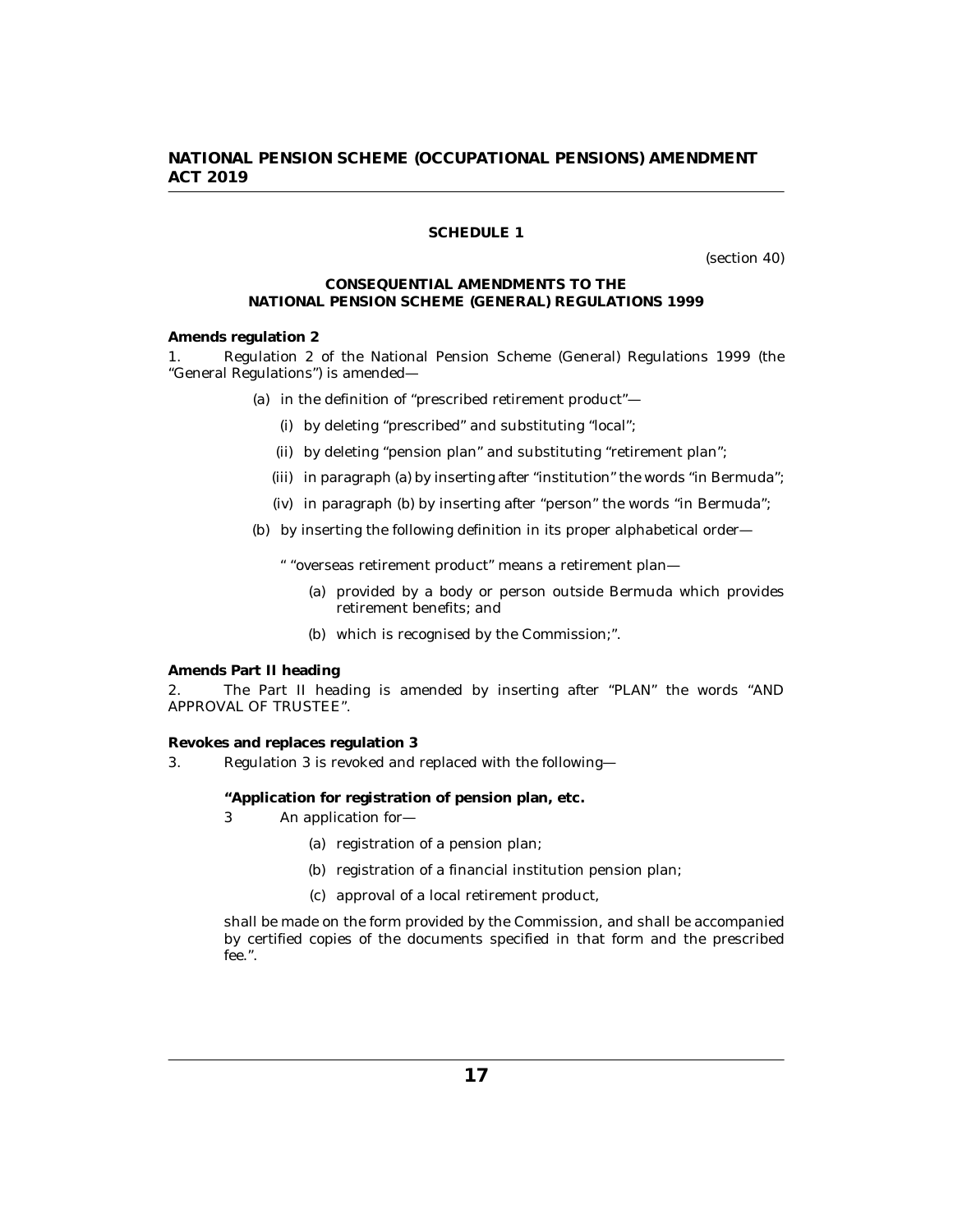## SCHEDULE 1

(section 40)

### CONSEQUENTIAL AMENDMENTS TO THE NATIONAL PENSION SCHEME (GENERAL) REGULATIONS 1999

**Amends regulation 2**

1. Regulation 2 of the National Pension Scheme (General) Regulations 1999 (the "General Regulations") is amended—

   (a) in the definition of "prescribed retirement product"—

      (i) by deleting "prescribed" and substituting "local";

      (ii) by deleting "pension plan" and substituting "retirement plan";

      (iii) in paragraph (a) by inserting after "institution" the words "in Bermuda";

      (iv) in paragraph (b) by inserting after "person" the words "in Bermuda";

   (b) by inserting the following definition in its proper alphabetical order—

      " "overseas retirement product" means a retirement plan—

         (a) provided by a body or person outside Bermuda which provides retirement benefits; and

         (b) which is recognised by the Commission;".

**Amends Part II heading**

2. The Part II heading is amended by inserting after "PLAN" the words "AND APPROVAL OF TRUSTEE".

**Revokes and replaces regulation 3**

3. Regulation 3 is revoked and replaced with the following—

   **"Application for registration of pension plan, etc.**

   3 An application for—

      (a) registration of a pension plan;

      (b) registration of a financial institution pension plan;

      (c) approval of a local retirement product,

   shall be made on the form provided by the Commission, and shall be accompanied by certified copies of the documents specified in that form and the prescribed fee.".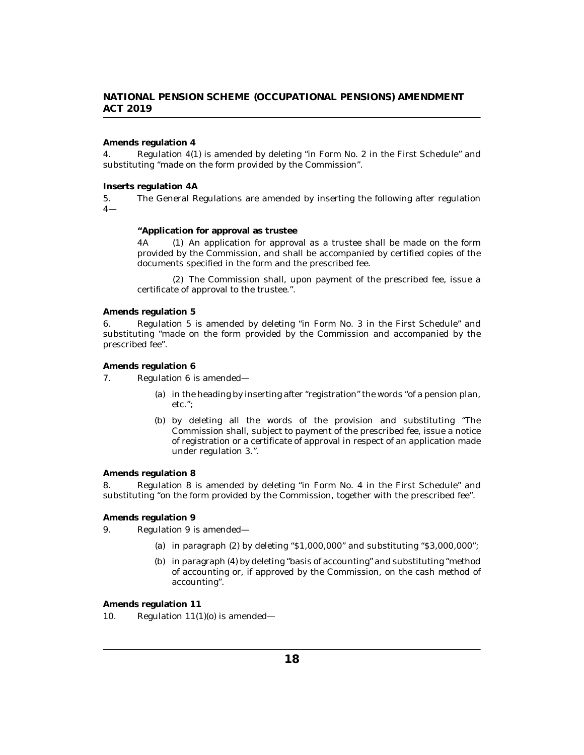**Amends regulation 4**

4. Regulation 4(1) is amended by deleting "in Form No. 2 in the First Schedule" and substituting "made on the form provided by the Commission".

**Inserts regulation 4A**

5. The General Regulations are amended by inserting the following after regulation 4—

> **"Application for approval as trustee**
>
> 4A (1) An application for approval as a trustee shall be made on the form provided by the Commission, and shall be accompanied by certified copies of the documents specified in the form and the prescribed fee.
>
> (2) The Commission shall, upon payment of the prescribed fee, issue a certificate of approval to the trustee.".

**Amends regulation 5**

6. Regulation 5 is amended by deleting "in Form No. 3 in the First Schedule" and substituting "made on the form provided by the Commission and accompanied by the prescribed fee".

**Amends regulation 6**

7. Regulation 6 is amended—

(a) in the heading by inserting after "registration" the words "of a pension plan, etc.";

(b) by deleting all the words of the provision and substituting "The Commission shall, subject to payment of the prescribed fee, issue a notice of registration or a certificate of approval in respect of an application made under regulation 3.".

**Amends regulation 8**

8. Regulation 8 is amended by deleting "in Form No. 4 in the First Schedule" and substituting "on the form provided by the Commission, together with the prescribed fee".

**Amends regulation 9**

9. Regulation 9 is amended—

(a) in paragraph (2) by deleting "$1,000,000" and substituting "$3,000,000";

(b) in paragraph (4) by deleting "basis of accounting" and substituting "method of accounting or, if approved by the Commission, on the cash method of accounting".

**Amends regulation 11**

10. Regulation 11(1)(o) is amended—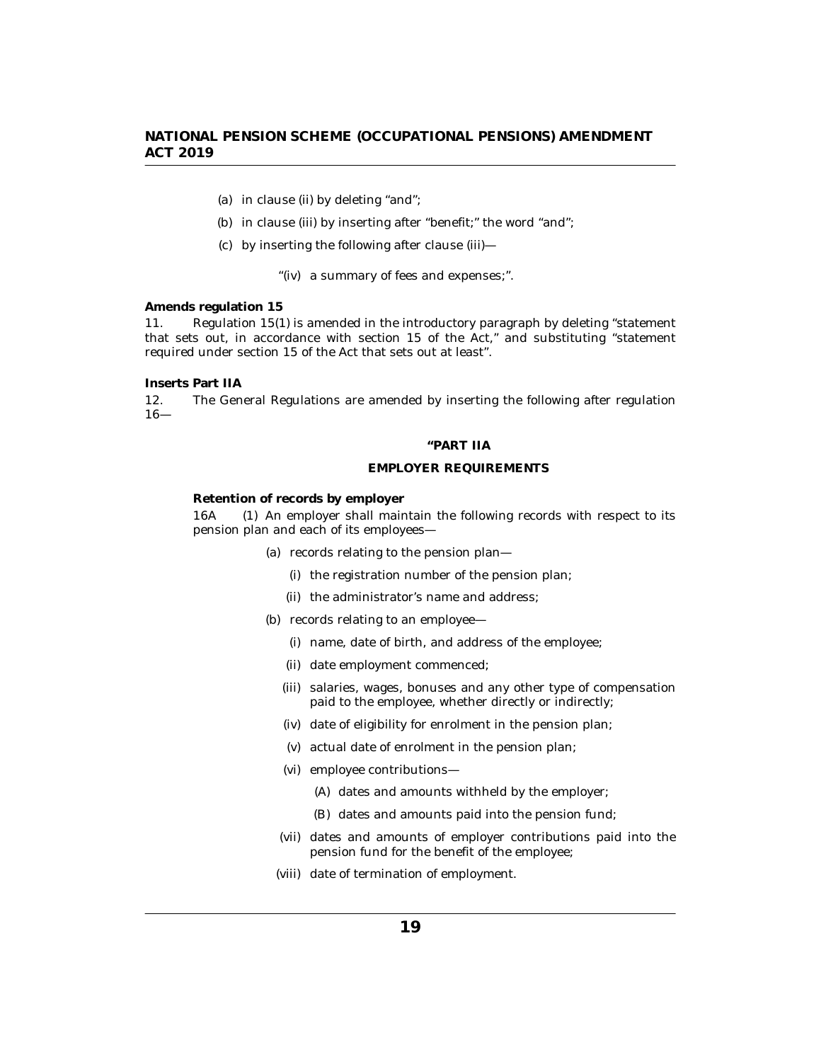(a) in clause (ii) by deleting "and";

(b) in clause (iii) by inserting after "benefit;" the word "and";

(c) by inserting the following after clause (iii)—

"(iv) a summary of fees and expenses;".

**Amends regulation 15**

11. Regulation 15(1) is amended in the introductory paragraph by deleting "statement that sets out, in accordance with section 15 of the Act," and substituting "statement required under section 15 of the Act that sets out at least".

**Inserts Part IIA**

12. The General Regulations are amended by inserting the following after regulation 16—

**"PART IIA**

**EMPLOYER REQUIREMENTS**

**Retention of records by employer**

16A (1) An employer shall maintain the following records with respect to its pension plan and each of its employees—

(a) records relating to the pension plan—

(i) the registration number of the pension plan;

(ii) the administrator's name and address;

(b) records relating to an employee—

(i) name, date of birth, and address of the employee;

(ii) date employment commenced;

(iii) salaries, wages, bonuses and any other type of compensation paid to the employee, whether directly or indirectly;

(iv) date of eligibility for enrolment in the pension plan;

(v) actual date of enrolment in the pension plan;

(vi) employee contributions—

(A) dates and amounts withheld by the employer;

(B) dates and amounts paid into the pension fund;

(vii) dates and amounts of employer contributions paid into the pension fund for the benefit of the employee;

(viii) date of termination of employment.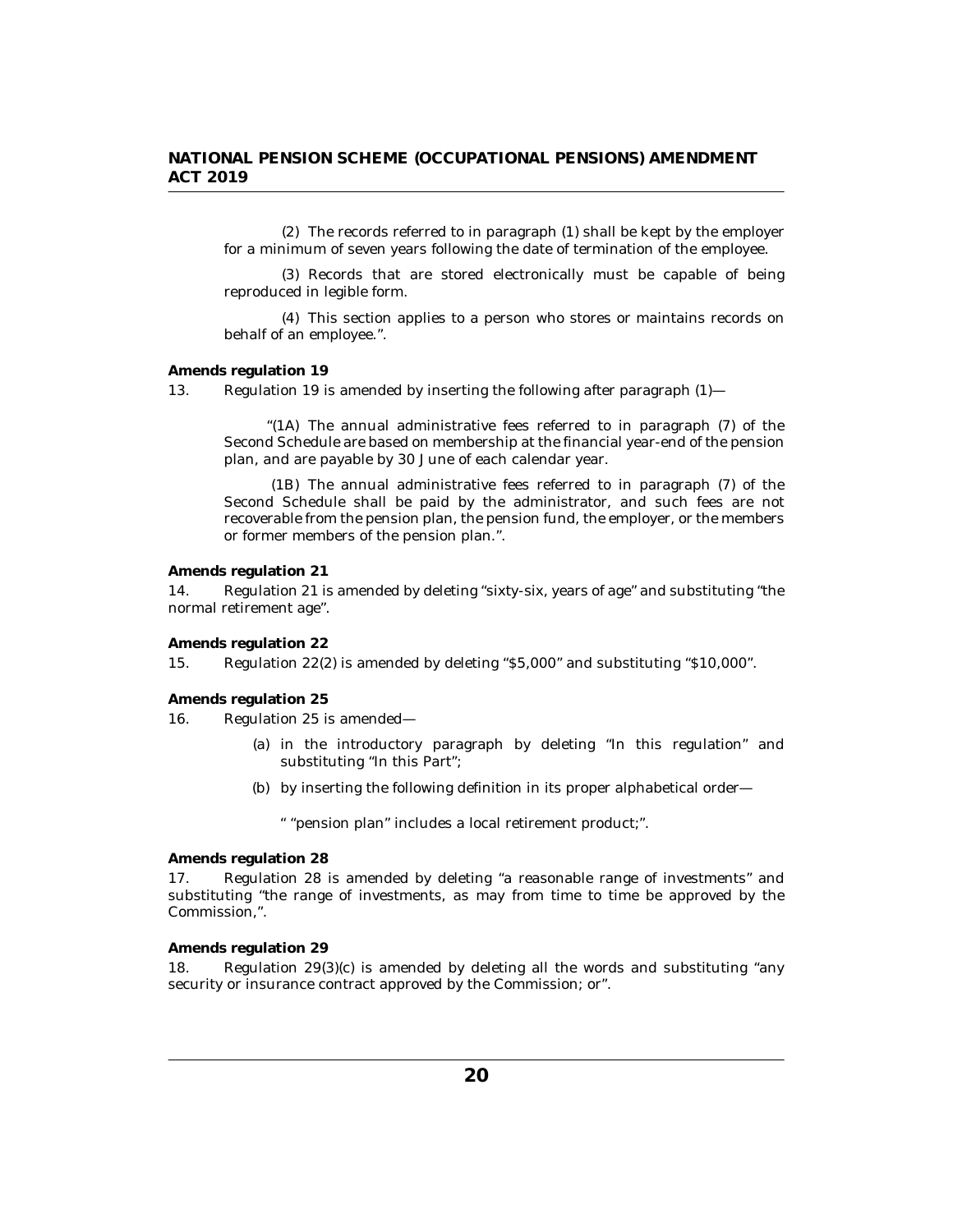(2) The records referred to in paragraph (1) shall be kept by the employer for a minimum of seven years following the date of termination of the employee.

(3) Records that are stored electronically must be capable of being reproduced in legible form.

(4) This section applies to a person who stores or maintains records on behalf of an employee.".

**Amends regulation 19**

13. Regulation 19 is amended by inserting the following after paragraph (1)—

"(1A) The annual administrative fees referred to in paragraph (7) of the Second Schedule are based on membership at the financial year-end of the pension plan, and are payable by 30 June of each calendar year.

(1B) The annual administrative fees referred to in paragraph (7) of the Second Schedule shall be paid by the administrator, and such fees are not recoverable from the pension plan, the pension fund, the employer, or the members or former members of the pension plan.".

**Amends regulation 21**

14. Regulation 21 is amended by deleting "sixty-six, years of age" and substituting "the normal retirement age".

**Amends regulation 22**

15. Regulation 22(2) is amended by deleting "$5,000" and substituting "$10,000".

**Amends regulation 25**

16. Regulation 25 is amended—

(a) in the introductory paragraph by deleting "In this regulation" and substituting "In this Part";

(b) by inserting the following definition in its proper alphabetical order—

" "pension plan" includes a local retirement product;".

**Amends regulation 28**

17. Regulation 28 is amended by deleting "a reasonable range of investments" and substituting "the range of investments, as may from time to time be approved by the Commission,".

**Amends regulation 29**

18. Regulation 29(3)(c) is amended by deleting all the words and substituting "any security or insurance contract approved by the Commission; or".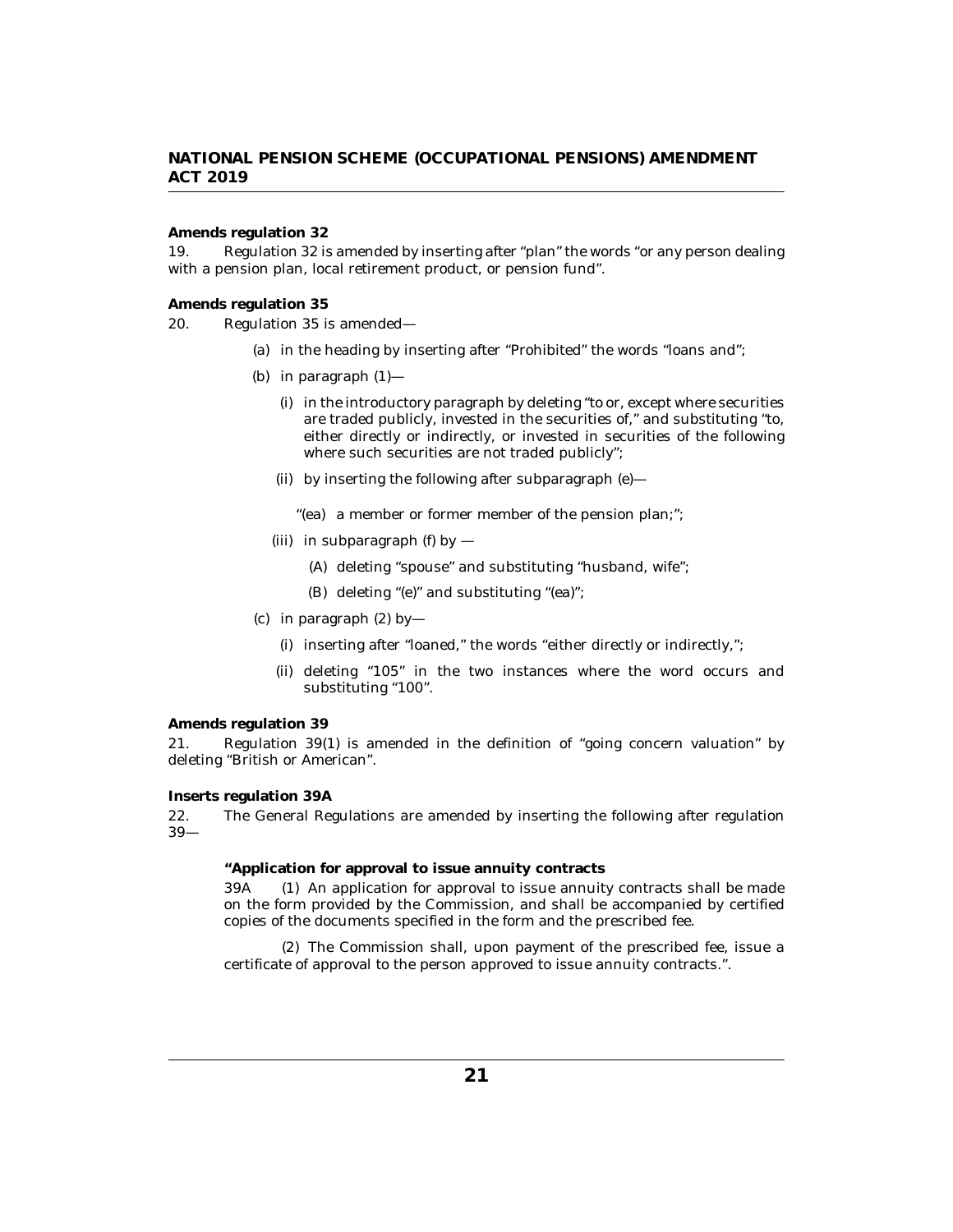**Amends regulation 32**

19. Regulation 32 is amended by inserting after "plan" the words "or any person dealing with a pension plan, local retirement product, or pension fund".

**Amends regulation 35**

20. Regulation 35 is amended—

(a) in the heading by inserting after "Prohibited" the words "loans and";

(b) in paragraph (1)—

(i) in the introductory paragraph by deleting "to or, except where securities are traded publicly, invested in the securities of," and substituting "to, either directly or indirectly, or invested in securities of the following where such securities are not traded publicly";

(ii) by inserting the following after subparagraph (e)—

"(ea) a member or former member of the pension plan;";

(iii) in subparagraph (f) by —

(A) deleting "spouse" and substituting "husband, wife";

(B) deleting "(e)" and substituting "(ea)";

(c) in paragraph (2) by—

(i) inserting after "loaned," the words "either directly or indirectly,";

(ii) deleting "105" in the two instances where the word occurs and substituting "100".

**Amends regulation 39**

21. Regulation 39(1) is amended in the definition of "going concern valuation" by deleting "British or American".

**Inserts regulation 39A**

22. The General Regulations are amended by inserting the following after regulation 39—

**"Application for approval to issue annuity contracts**

39A (1) An application for approval to issue annuity contracts shall be made on the form provided by the Commission, and shall be accompanied by certified copies of the documents specified in the form and the prescribed fee.

(2) The Commission shall, upon payment of the prescribed fee, issue a certificate of approval to the person approved to issue annuity contracts.".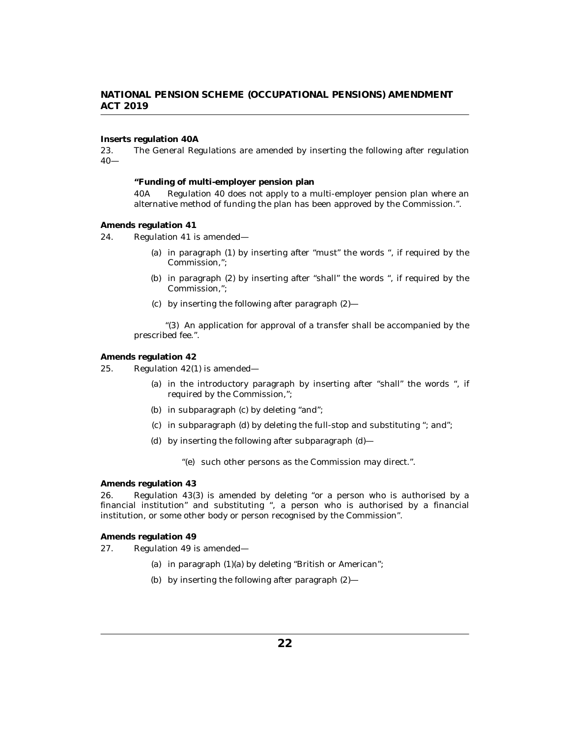**Inserts regulation 40A**

23. The General Regulations are amended by inserting the following after regulation 40—

> **"Funding of multi-employer pension plan**
>
> 40A Regulation 40 does not apply to a multi-employer pension plan where an alternative method of funding the plan has been approved by the Commission.".

**Amends regulation 41**

24. Regulation 41 is amended—

(a) in paragraph (1) by inserting after "must" the words ", if required by the Commission,";

(b) in paragraph (2) by inserting after "shall" the words ", if required by the Commission,";

(c) by inserting the following after paragraph (2)—

> "(3) An application for approval of a transfer shall be accompanied by the prescribed fee.".

**Amends regulation 42**

25. Regulation 42(1) is amended—

(a) in the introductory paragraph by inserting after "shall" the words ", if required by the Commission,";

(b) in subparagraph (c) by deleting "and";

(c) in subparagraph (d) by deleting the full-stop and substituting "; and";

(d) by inserting the following after subparagraph (d)—

> "(e) such other persons as the Commission may direct.".

**Amends regulation 43**

26. Regulation 43(3) is amended by deleting "or a person who is authorised by a financial institution" and substituting ", a person who is authorised by a financial institution, or some other body or person recognised by the Commission".

**Amends regulation 49**

27. Regulation 49 is amended—

(a) in paragraph (1)(a) by deleting "British or American";

(b) by inserting the following after paragraph (2)—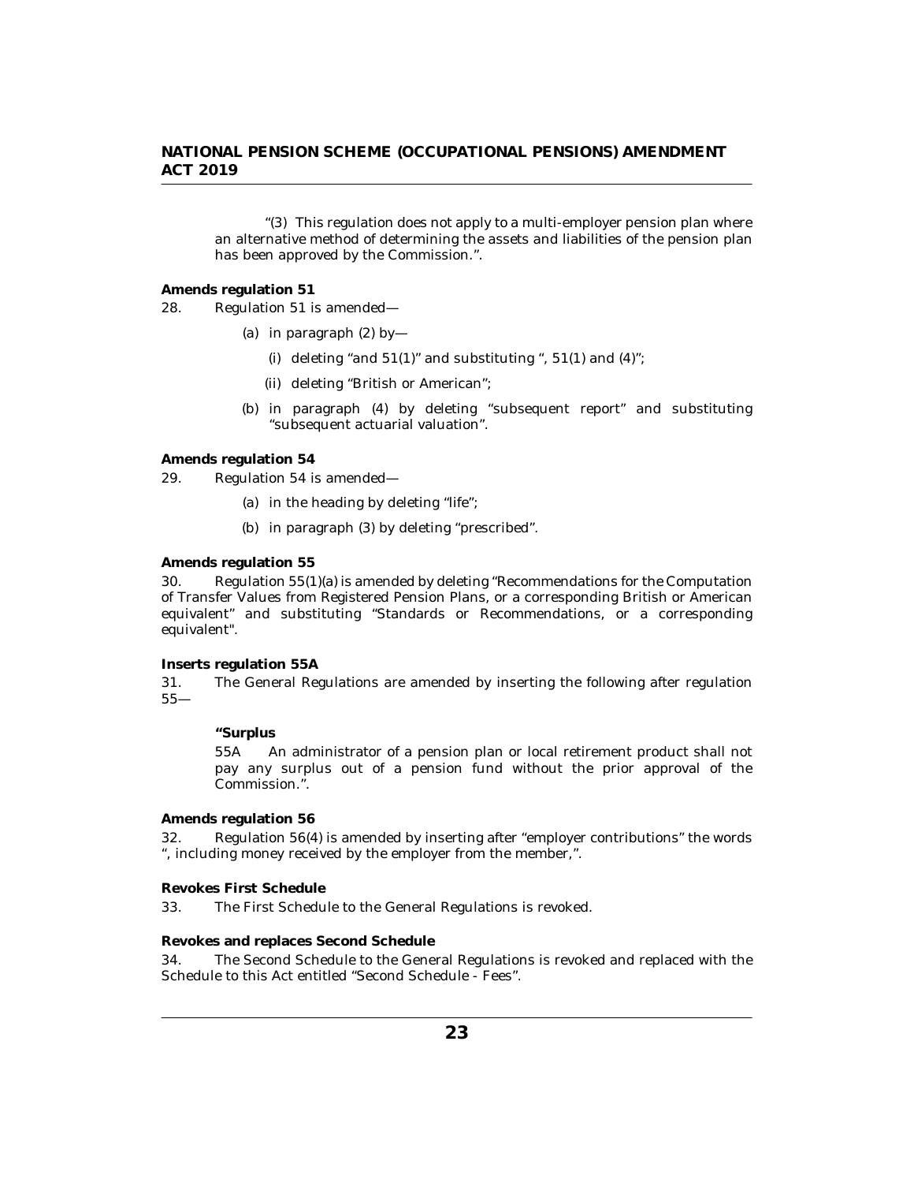"(3) This regulation does not apply to a multi-employer pension plan where an alternative method of determining the assets and liabilities of the pension plan has been approved by the Commission.".

**Amends regulation 51**

28. Regulation 51 is amended—

(a) in paragraph (2) by—

(i) deleting "and 51(1)" and substituting ", 51(1) and (4)";

(ii) deleting "British or American";

(b) in paragraph (4) by deleting "subsequent report" and substituting "subsequent actuarial valuation".

**Amends regulation 54**

29. Regulation 54 is amended—

(a) in the heading by deleting "life";

(b) in paragraph (3) by deleting "prescribed".

**Amends regulation 55**

30. Regulation 55(1)(a) is amended by deleting "Recommendations for the Computation of Transfer Values from Registered Pension Plans, or a corresponding British or American equivalent" and substituting "Standards or Recommendations, or a corresponding equivalent".

**Inserts regulation 55A**

31. The General Regulations are amended by inserting the following after regulation 55—

**"Surplus**

55A An administrator of a pension plan or local retirement product shall not pay any surplus out of a pension fund without the prior approval of the Commission.".

**Amends regulation 56**

32. Regulation 56(4) is amended by inserting after "employer contributions" the words ", including money received by the employer from the member,".

**Revokes First Schedule**

33. The First Schedule to the General Regulations is revoked.

**Revokes and replaces Second Schedule**

34. The Second Schedule to the General Regulations is revoked and replaced with the Schedule to this Act entitled "Second Schedule - Fees".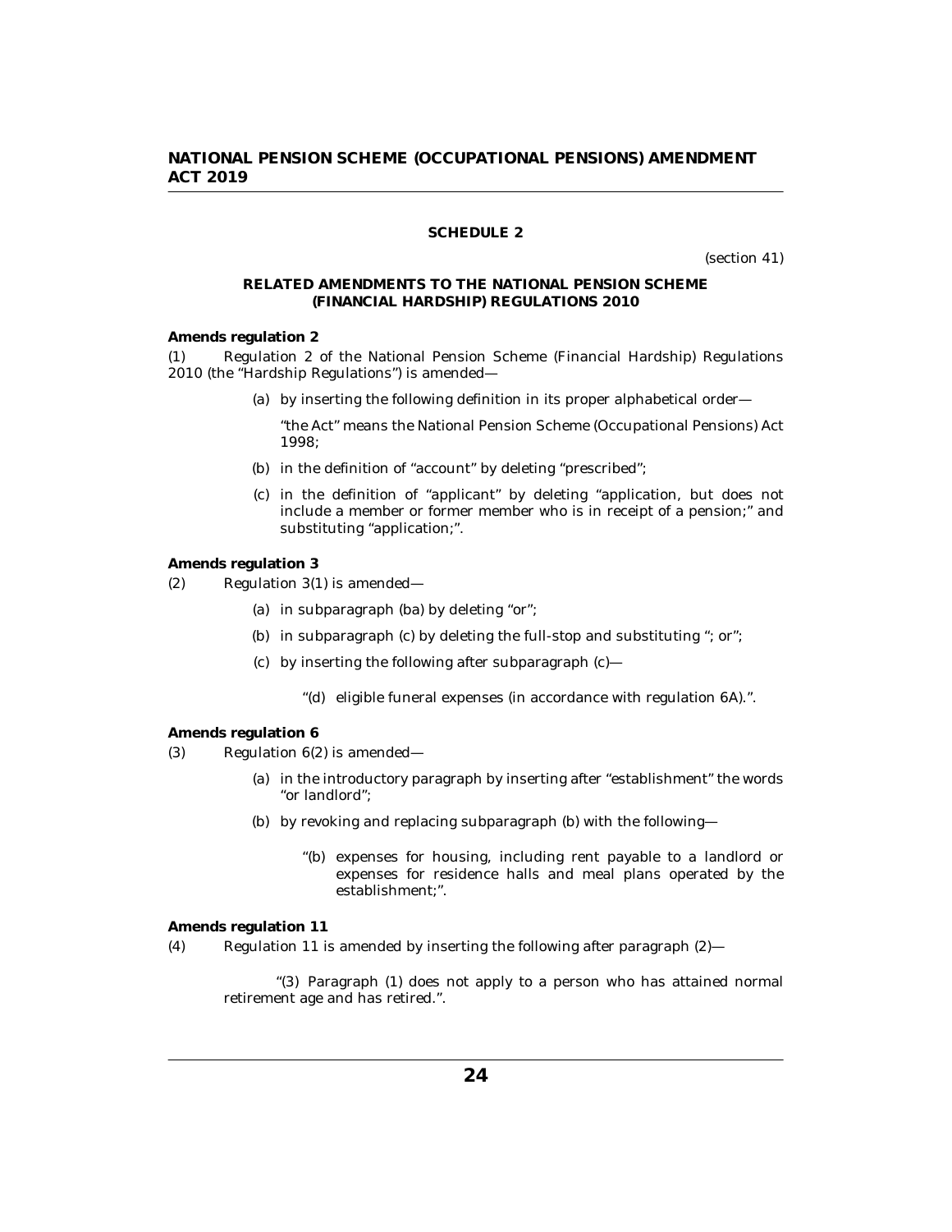## SCHEDULE 2

(section 41)

### RELATED AMENDMENTS TO THE NATIONAL PENSION SCHEME (FINANCIAL HARDSHIP) REGULATIONS 2010

**Amends regulation 2**

(1) Regulation 2 of the National Pension Scheme (Financial Hardship) Regulations 2010 (the "Hardship Regulations") is amended—

(a) by inserting the following definition in its proper alphabetical order—

"the Act" means the National Pension Scheme (Occupational Pensions) Act 1998;

(b) in the definition of "account" by deleting "prescribed";

(c) in the definition of "applicant" by deleting "application, but does not include a member or former member who is in receipt of a pension;" and substituting "application;".

**Amends regulation 3**

(2) Regulation 3(1) is amended—

(a) in subparagraph (ba) by deleting "or";

(b) in subparagraph (c) by deleting the full-stop and substituting "; or";

(c) by inserting the following after subparagraph (c)—

"(d) eligible funeral expenses (in accordance with regulation 6A).".

**Amends regulation 6**

(3) Regulation 6(2) is amended—

(a) in the introductory paragraph by inserting after "establishment" the words "or landlord";

(b) by revoking and replacing subparagraph (b) with the following—

"(b) expenses for housing, including rent payable to a landlord or expenses for residence halls and meal plans operated by the establishment;".

**Amends regulation 11**

(4) Regulation 11 is amended by inserting the following after paragraph (2)—

"(3) Paragraph (1) does not apply to a person who has attained normal retirement age and has retired.".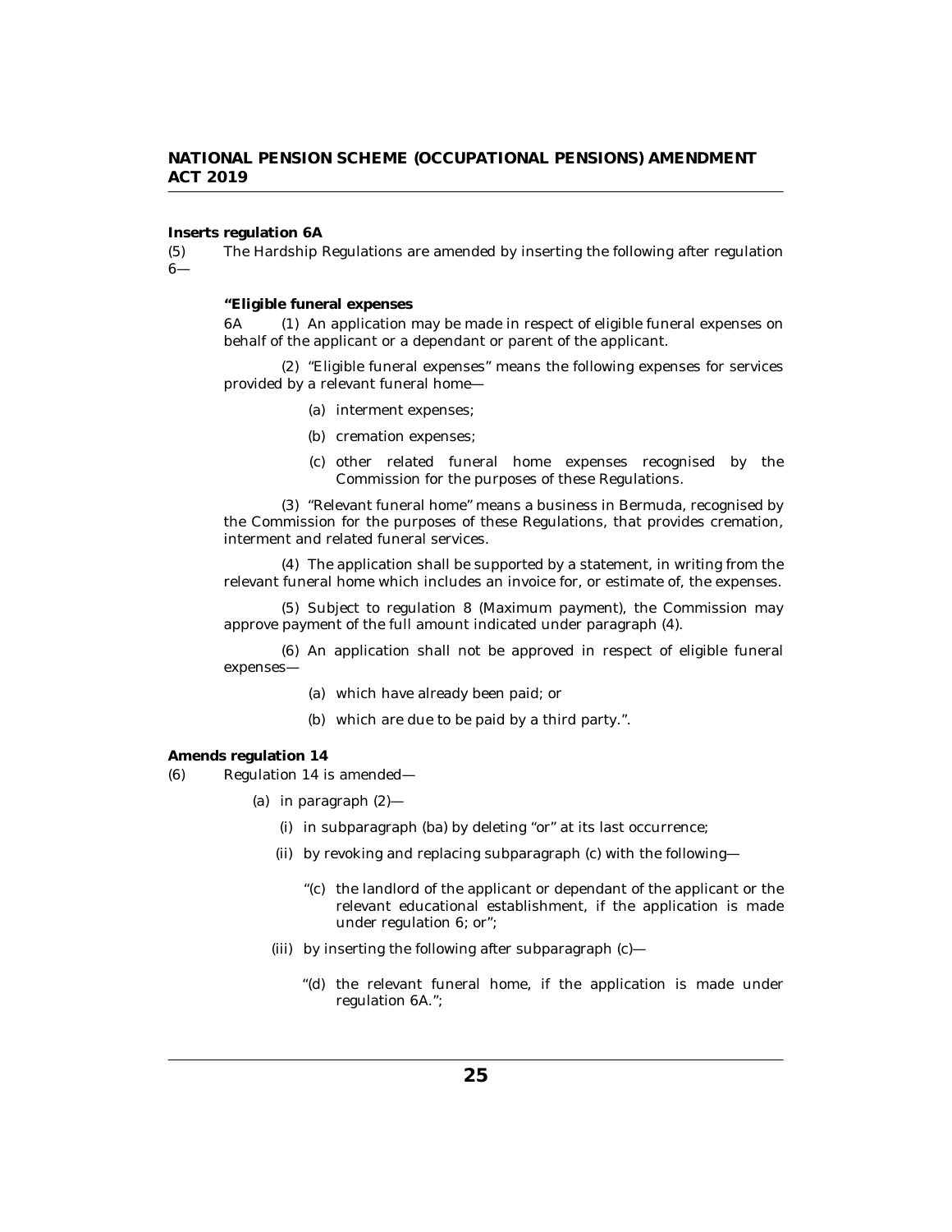**Inserts regulation 6A**

(5) The Hardship Regulations are amended by inserting the following after regulation 6—

**"Eligible funeral expenses**

6A (1) An application may be made in respect of eligible funeral expenses on behalf of the applicant or a dependant or parent of the applicant.

(2) "Eligible funeral expenses" means the following expenses for services provided by a relevant funeral home—

(a) interment expenses;

(b) cremation expenses;

(c) other related funeral home expenses recognised by the Commission for the purposes of these Regulations.

(3) "Relevant funeral home" means a business in Bermuda, recognised by the Commission for the purposes of these Regulations, that provides cremation, interment and related funeral services.

(4) The application shall be supported by a statement, in writing from the relevant funeral home which includes an invoice for, or estimate of, the expenses.

(5) Subject to regulation 8 (Maximum payment), the Commission may approve payment of the full amount indicated under paragraph (4).

(6) An application shall not be approved in respect of eligible funeral expenses—

(a) which have already been paid; or

(b) which are due to be paid by a third party.".

**Amends regulation 14**

(6) Regulation 14 is amended—

(a) in paragraph (2)—

(i) in subparagraph (ba) by deleting "or" at its last occurrence;

(ii) by revoking and replacing subparagraph (c) with the following—

"(c) the landlord of the applicant or dependant of the applicant or the relevant educational establishment, if the application is made under regulation 6; or";

(iii) by inserting the following after subparagraph (c)—

"(d) the relevant funeral home, if the application is made under regulation 6A.";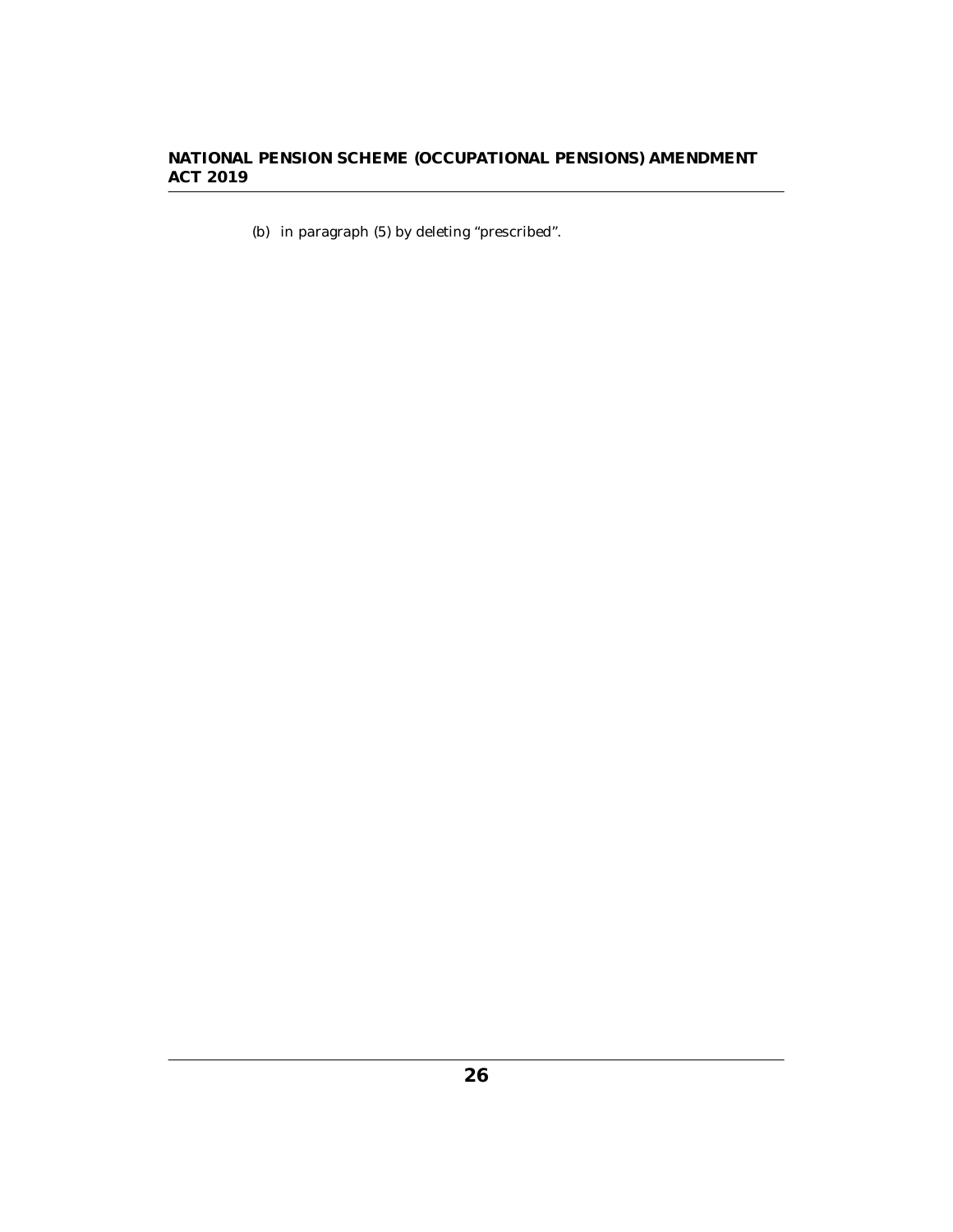(b) in paragraph (5) by deleting "prescribed".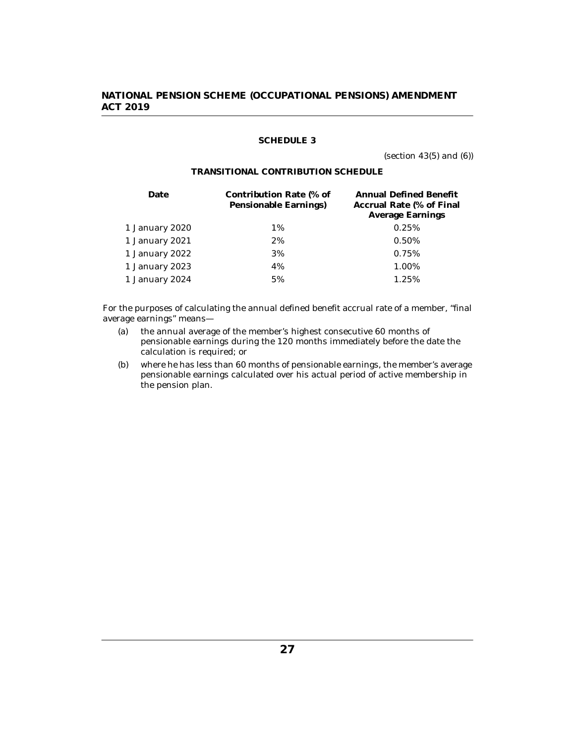## SCHEDULE 3

(section 43(5) and (6))

### TRANSITIONAL CONTRIBUTION SCHEDULE

| Date | Contribution Rate (% of Pensionable Earnings) | Annual Defined Benefit Accrual Rate (% of Final Average Earnings |
|---|---|---|
| 1 January 2020 | 1% | 0.25% |
| 1 January 2021 | 2% | 0.50% |
| 1 January 2022 | 3% | 0.75% |
| 1 January 2023 | 4% | 1.00% |
| 1 January 2024 | 5% | 1.25% |

For the purposes of calculating the annual defined benefit accrual rate of a member, "final average earnings" means—

(a) the annual average of the member's highest consecutive 60 months of pensionable earnings during the 120 months immediately before the date the calculation is required; or

(b) where he has less than 60 months of pensionable earnings, the member's average pensionable earnings calculated over his actual period of active membership in the pension plan.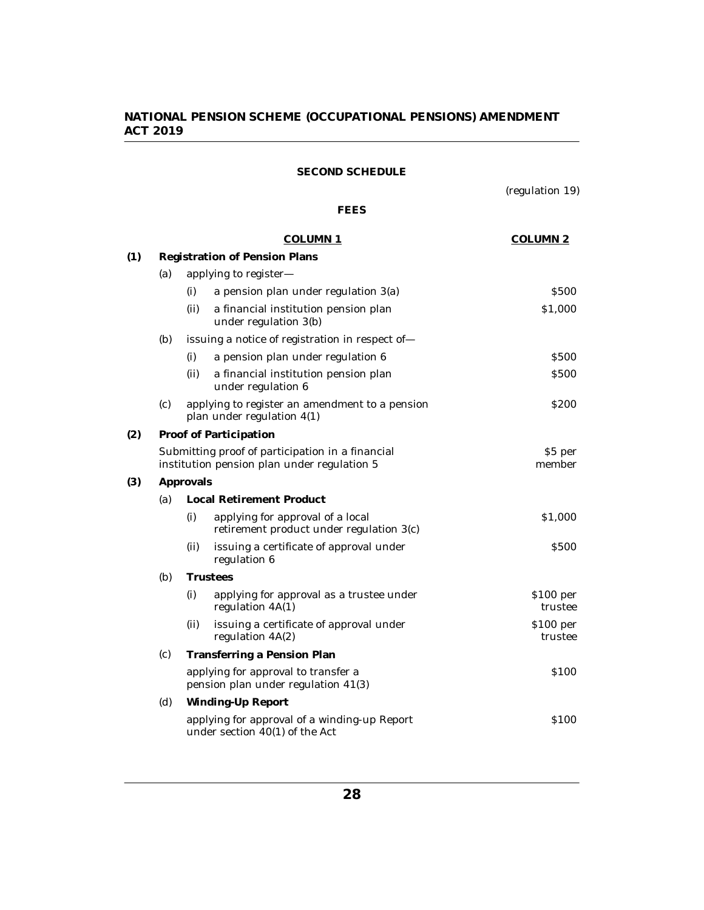## SECOND SCHEDULE

(regulation 19)

### FEES

| | | | COLUMN 1 | COLUMN 2 |
|---|---|---|---|---|
| **(1)** | **Registration of Pension Plans** | | | |
| | (a) | applying to register— | | |
| | | (i) | a pension plan under regulation 3(a) | $500 |
| | | (ii) | a financial institution pension plan under regulation 3(b) | $1,000 |
| | (b) | issuing a notice of registration in respect of— | | |
| | | (i) | a pension plan under regulation 6 | $500 |
| | | (ii) | a financial institution pension plan under regulation 6 | $500 |
| | (c) | applying to register an amendment to a pension plan under regulation 4(1) | | $200 |
| **(2)** | **Proof of Participation** | | | |
| | Submitting proof of participation in a financial institution pension plan under regulation 5 | | | $5 per member |
| **(3)** | **Approvals** | | | |
| | (a) | **Local Retirement Product** | | |
| | | (i) | applying for approval of a local retirement product under regulation 3(c) | $1,000 |
| | | (ii) | issuing a certificate of approval under regulation 6 | $500 |
| | (b) | **Trustees** | | |
| | | (i) | applying for approval as a trustee under regulation 4A(1) | $100 per trustee |
| | | (ii) | issuing a certificate of approval under regulation 4A(2) | $100 per trustee |
| | (c) | **Transferring a Pension Plan** | | |
| | | applying for approval to transfer a pension plan under regulation 41(3) | | $100 |
| | (d) | **Winding-Up Report** | | |
| | | applying for approval of a winding-up Report under section 40(1) of the Act | | $100 |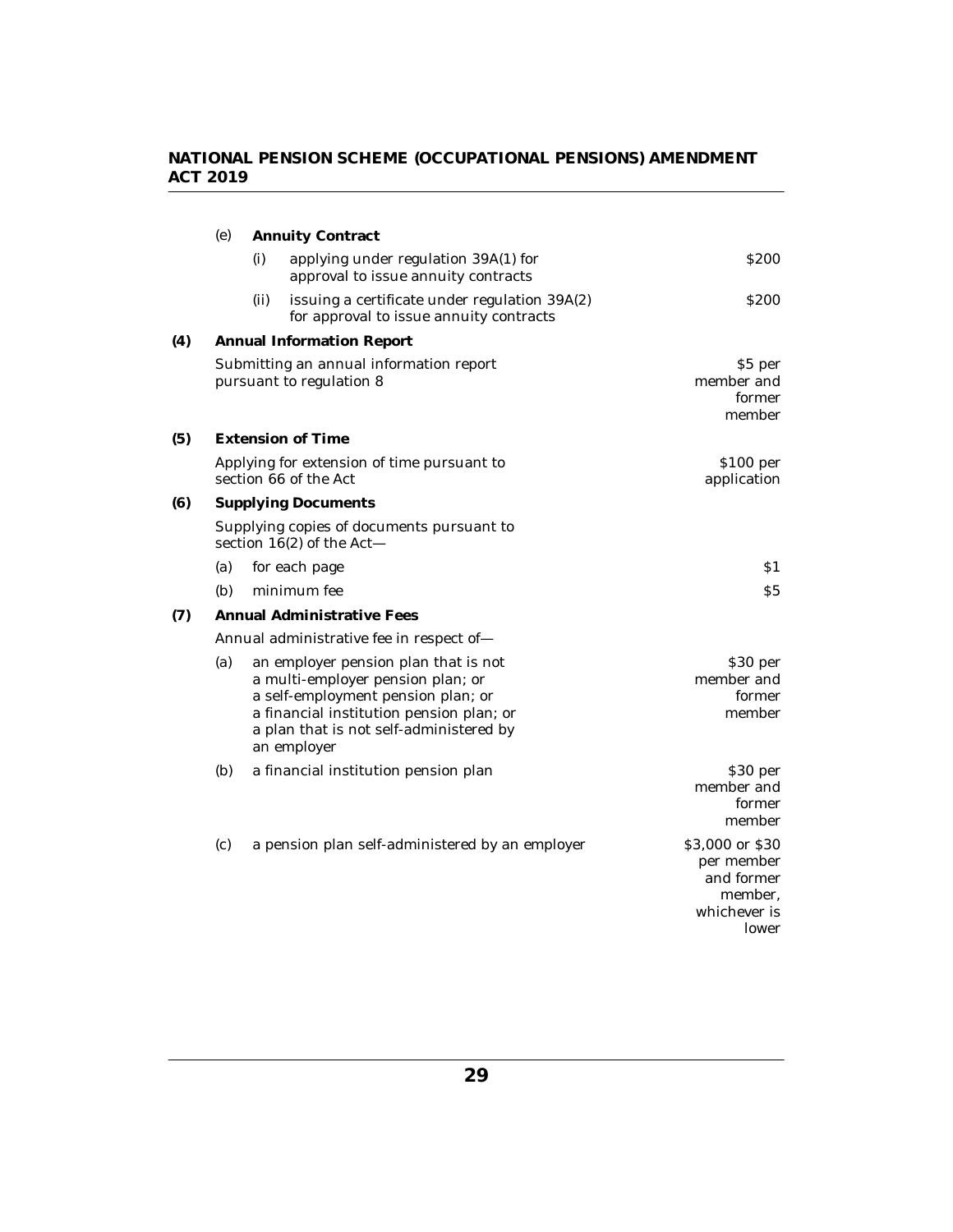(e) **Annuity Contract**

| | | |
|---|---|---|
| (i) | applying under regulation 39A(1) for approval to issue annuity contracts | $200 |
| (ii) | issuing a certificate under regulation 39A(2) for approval to issue annuity contracts | $200 |

**(4) Annual Information Report**

| | |
|---|---|
| Submitting an annual information report pursuant to regulation 8 | $5 per member and former member |

**(5) Extension of Time**

| | |
|---|---|
| Applying for extension of time pursuant to section 66 of the Act | $100 per application |

**(6) Supplying Documents**

Supplying copies of documents pursuant to section 16(2) of the Act—

| | | |
|---|---|---|
| (a) | for each page | $1 |
| (b) | minimum fee | $5 |

**(7) Annual Administrative Fees**

Annual administrative fee in respect of—

| | | |
|---|---|---|
| (a) | an employer pension plan that is not a multi-employer pension plan; or a self-employment pension plan; or a financial institution pension plan; or a plan that is not self-administered by an employer | $30 per member and former member |
| (b) | a financial institution pension plan | $30 per member and former member |
| (c) | a pension plan self-administered by an employer | $3,000 or $30 per member and former member, whichever is lower |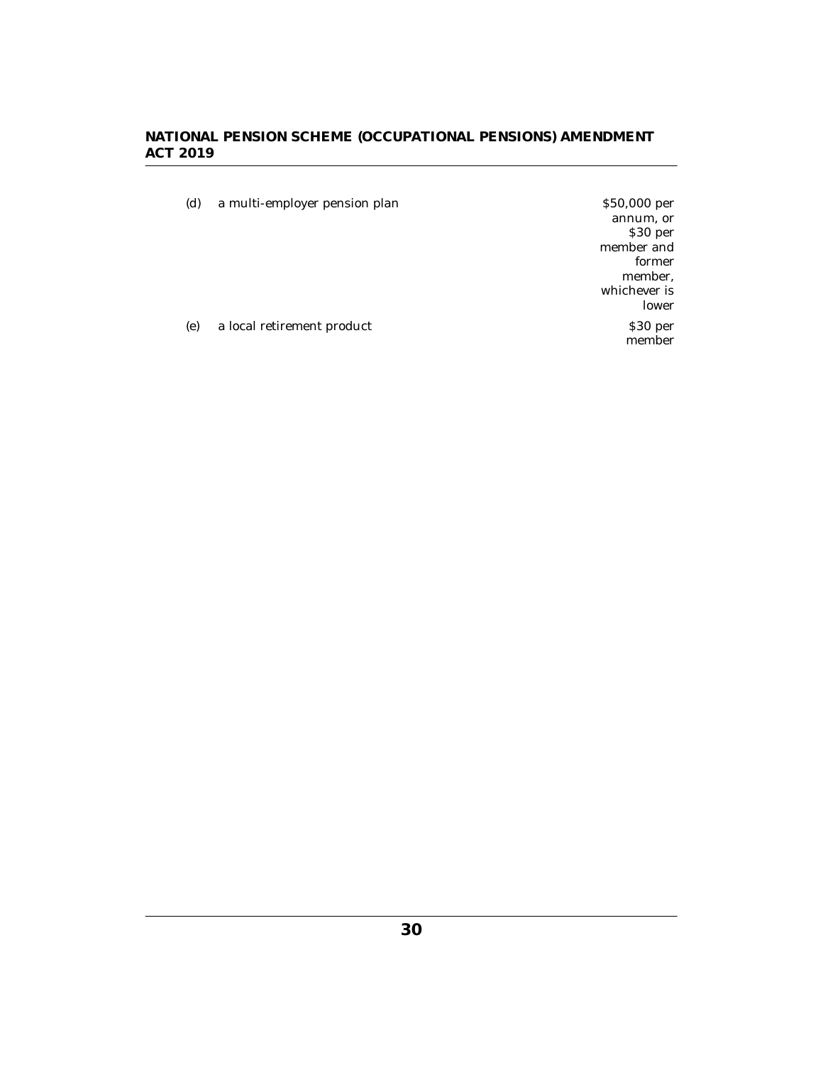| | | |
|---|---|---|
| (d) | a multi-employer pension plan | $50,000 per annum, or $30 per member and former member, whichever is lower |
| (e) | a local retirement product | $30 per member |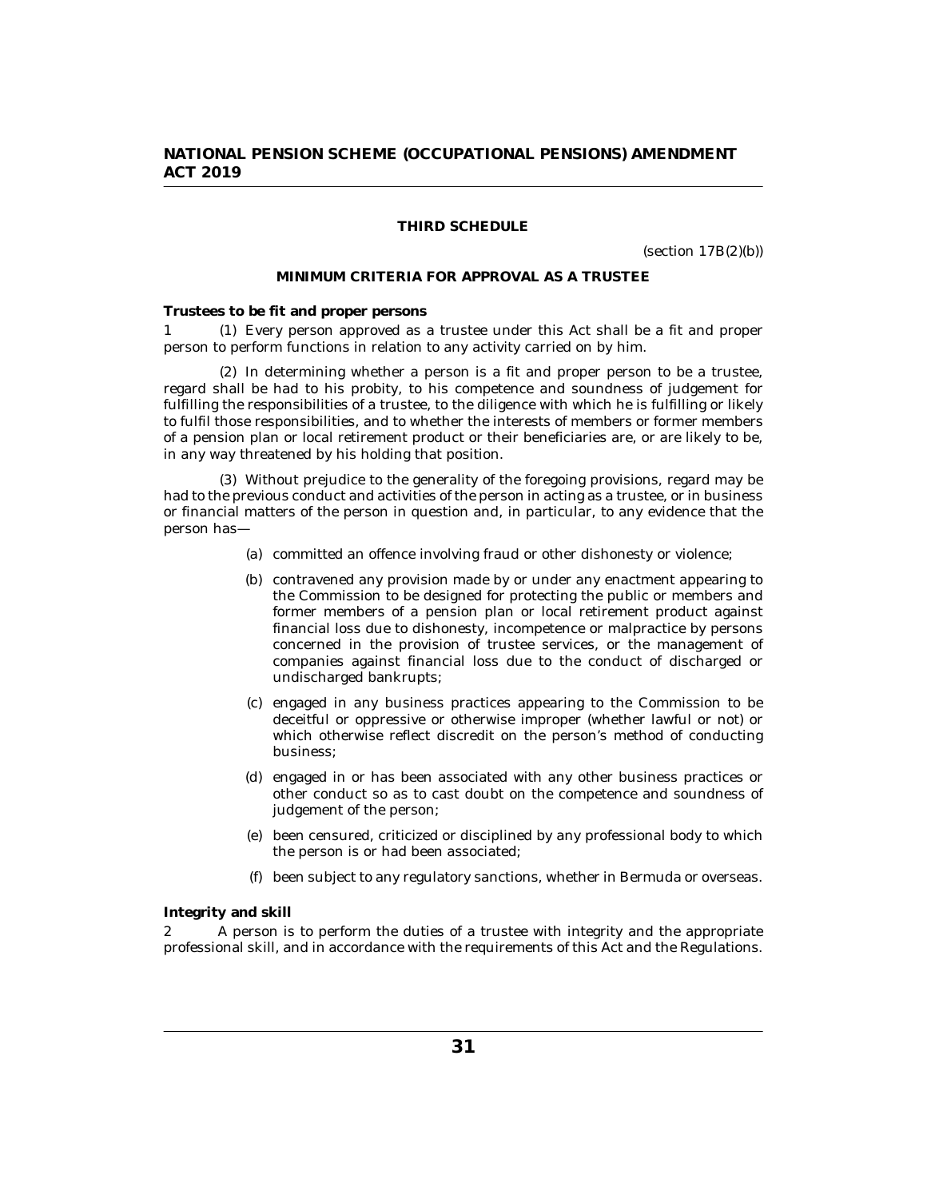## THIRD SCHEDULE

(section 17B(2)(b))

### MINIMUM CRITERIA FOR APPROVAL AS A TRUSTEE

**Trustees to be fit and proper persons**

1 (1) Every person approved as a trustee under this Act shall be a fit and proper person to perform functions in relation to any activity carried on by him.

(2) In determining whether a person is a fit and proper person to be a trustee, regard shall be had to his probity, to his competence and soundness of judgement for fulfilling the responsibilities of a trustee, to the diligence with which he is fulfilling or likely to fulfil those responsibilities, and to whether the interests of members or former members of a pension plan or local retirement product or their beneficiaries are, or are likely to be, in any way threatened by his holding that position.

(3) Without prejudice to the generality of the foregoing provisions, regard may be had to the previous conduct and activities of the person in acting as a trustee, or in business or financial matters of the person in question and, in particular, to any evidence that the person has—

(a) committed an offence involving fraud or other dishonesty or violence;

(b) contravened any provision made by or under any enactment appearing to the Commission to be designed for protecting the public or members and former members of a pension plan or local retirement product against financial loss due to dishonesty, incompetence or malpractice by persons concerned in the provision of trustee services, or the management of companies against financial loss due to the conduct of discharged or undischarged bankrupts;

(c) engaged in any business practices appearing to the Commission to be deceitful or oppressive or otherwise improper (whether lawful or not) or which otherwise reflect discredit on the person's method of conducting business;

(d) engaged in or has been associated with any other business practices or other conduct so as to cast doubt on the competence and soundness of judgement of the person;

(e) been censured, criticized or disciplined by any professional body to which the person is or had been associated;

(f) been subject to any regulatory sanctions, whether in Bermuda or overseas.

**Integrity and skill**

2 A person is to perform the duties of a trustee with integrity and the appropriate professional skill, and in accordance with the requirements of this Act and the Regulations.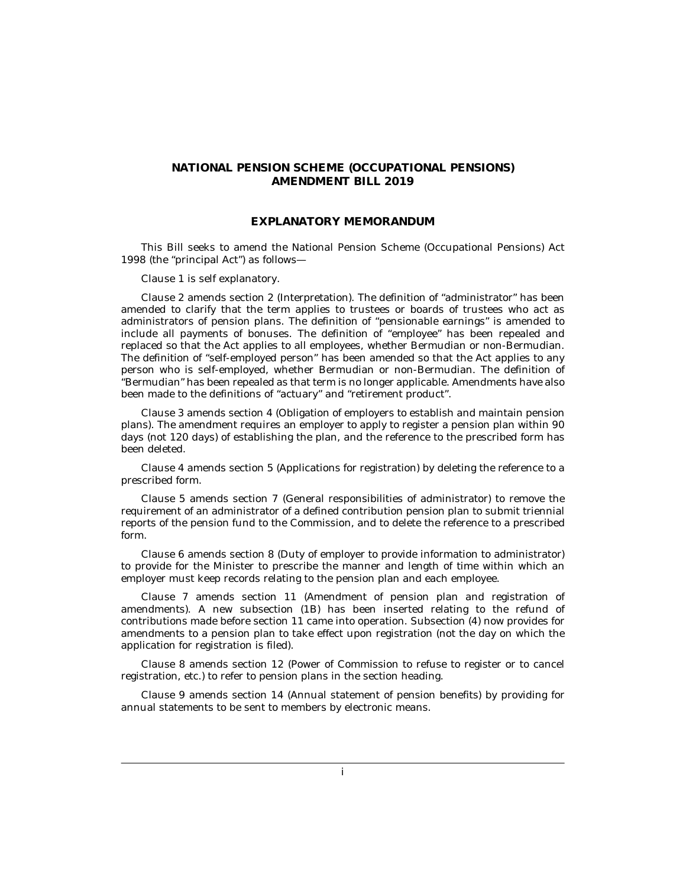# NATIONAL PENSION SCHEME (OCCUPATIONAL PENSIONS) AMENDMENT BILL 2019

## EXPLANATORY MEMORANDUM

This Bill seeks to amend the National Pension Scheme (Occupational Pensions) Act 1998 (the "principal Act") as follows—

Clause 1 is self explanatory.

Clause 2 amends section 2 (Interpretation). The definition of "administrator" has been amended to clarify that the term applies to trustees or boards of trustees who act as administrators of pension plans. The definition of "pensionable earnings" is amended to include all payments of bonuses. The definition of "employee" has been repealed and replaced so that the Act applies to all employees, whether Bermudian or non-Bermudian. The definition of "self-employed person" has been amended so that the Act applies to any person who is self-employed, whether Bermudian or non-Bermudian. The definition of "Bermudian" has been repealed as that term is no longer applicable. Amendments have also been made to the definitions of "actuary" and "retirement product".

Clause 3 amends section 4 (Obligation of employers to establish and maintain pension plans). The amendment requires an employer to apply to register a pension plan within 90 days (not 120 days) of establishing the plan, and the reference to the prescribed form has been deleted.

Clause 4 amends section 5 (Applications for registration) by deleting the reference to a prescribed form.

Clause 5 amends section 7 (General responsibilities of administrator) to remove the requirement of an administrator of a defined contribution pension plan to submit triennial reports of the pension fund to the Commission, and to delete the reference to a prescribed form.

Clause 6 amends section 8 (Duty of employer to provide information to administrator) to provide for the Minister to prescribe the manner and length of time within which an employer must keep records relating to the pension plan and each employee.

Clause 7 amends section 11 (Amendment of pension plan and registration of amendments). A new subsection (1B) has been inserted relating to the refund of contributions made before section 11 came into operation. Subsection (4) now provides for amendments to a pension plan to take effect upon registration (not the day on which the application for registration is filed).

Clause 8 amends section 12 (Power of Commission to refuse to register or to cancel registration, etc.) to refer to pension plans in the section heading.

Clause 9 amends section 14 (Annual statement of pension benefits) by providing for annual statements to be sent to members by electronic means.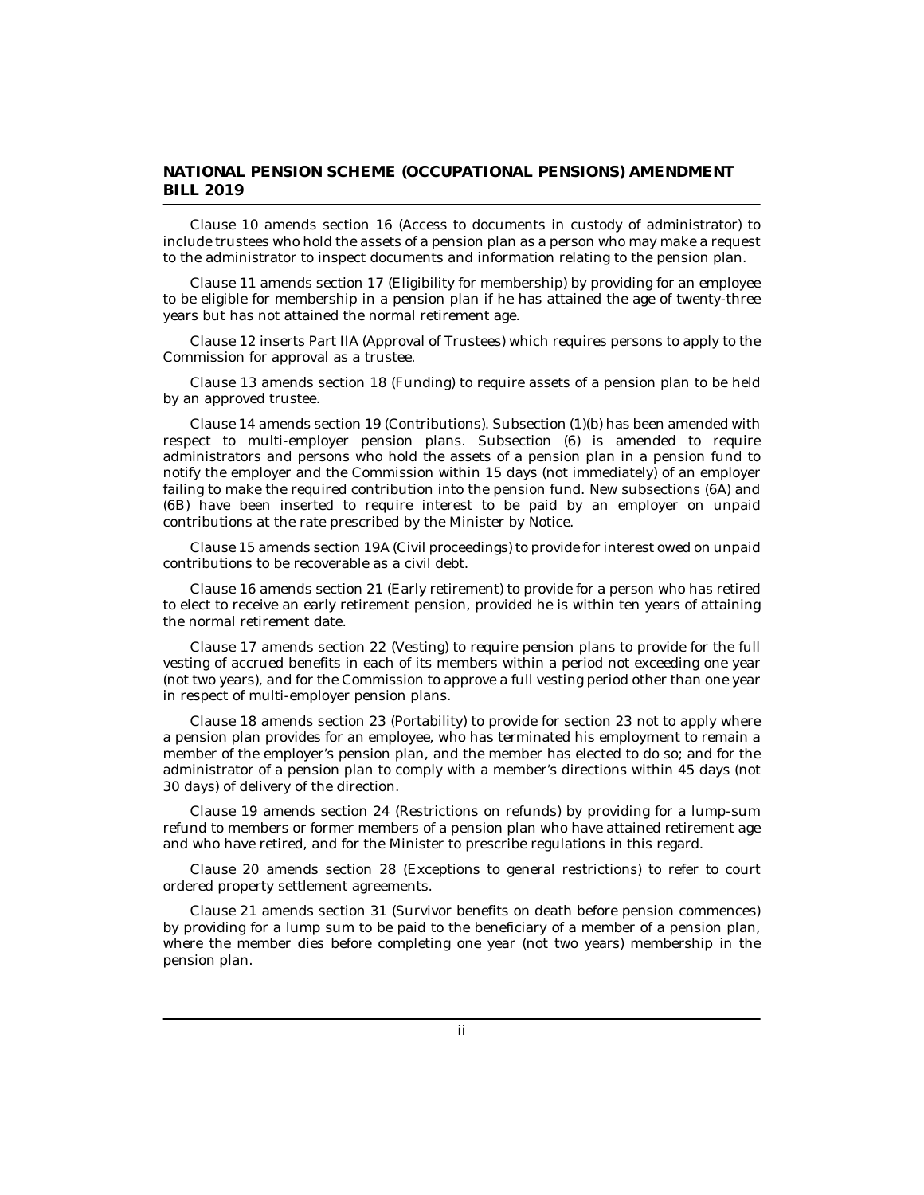Clause 10 amends section 16 (Access to documents in custody of administrator) to include trustees who hold the assets of a pension plan as a person who may make a request to the administrator to inspect documents and information relating to the pension plan.

Clause 11 amends section 17 (Eligibility for membership) by providing for an employee to be eligible for membership in a pension plan if he has attained the age of twenty-three years but has not attained the normal retirement age.

Clause 12 inserts Part IIA (Approval of Trustees) which requires persons to apply to the Commission for approval as a trustee.

Clause 13 amends section 18 (Funding) to require assets of a pension plan to be held by an approved trustee.

Clause 14 amends section 19 (Contributions). Subsection (1)(b) has been amended with respect to multi-employer pension plans. Subsection (6) is amended to require administrators and persons who hold the assets of a pension plan in a pension fund to notify the employer and the Commission within 15 days (not immediately) of an employer failing to make the required contribution into the pension fund. New subsections (6A) and (6B) have been inserted to require interest to be paid by an employer on unpaid contributions at the rate prescribed by the Minister by Notice.

Clause 15 amends section 19A (Civil proceedings) to provide for interest owed on unpaid contributions to be recoverable as a civil debt.

Clause 16 amends section 21 (Early retirement) to provide for a person who has retired to elect to receive an early retirement pension, provided he is within ten years of attaining the normal retirement date.

Clause 17 amends section 22 (Vesting) to require pension plans to provide for the full vesting of accrued benefits in each of its members within a period not exceeding one year (not two years), and for the Commission to approve a full vesting period other than one year in respect of multi-employer pension plans.

Clause 18 amends section 23 (Portability) to provide for section 23 not to apply where a pension plan provides for an employee, who has terminated his employment to remain a member of the employer's pension plan, and the member has elected to do so; and for the administrator of a pension plan to comply with a member's directions within 45 days (not 30 days) of delivery of the direction.

Clause 19 amends section 24 (Restrictions on refunds) by providing for a lump-sum refund to members or former members of a pension plan who have attained retirement age and who have retired, and for the Minister to prescribe regulations in this regard.

Clause 20 amends section 28 (Exceptions to general restrictions) to refer to court ordered property settlement agreements.

Clause 21 amends section 31 (Survivor benefits on death before pension commences) by providing for a lump sum to be paid to the beneficiary of a member of a pension plan, where the member dies before completing one year (not two years) membership in the pension plan.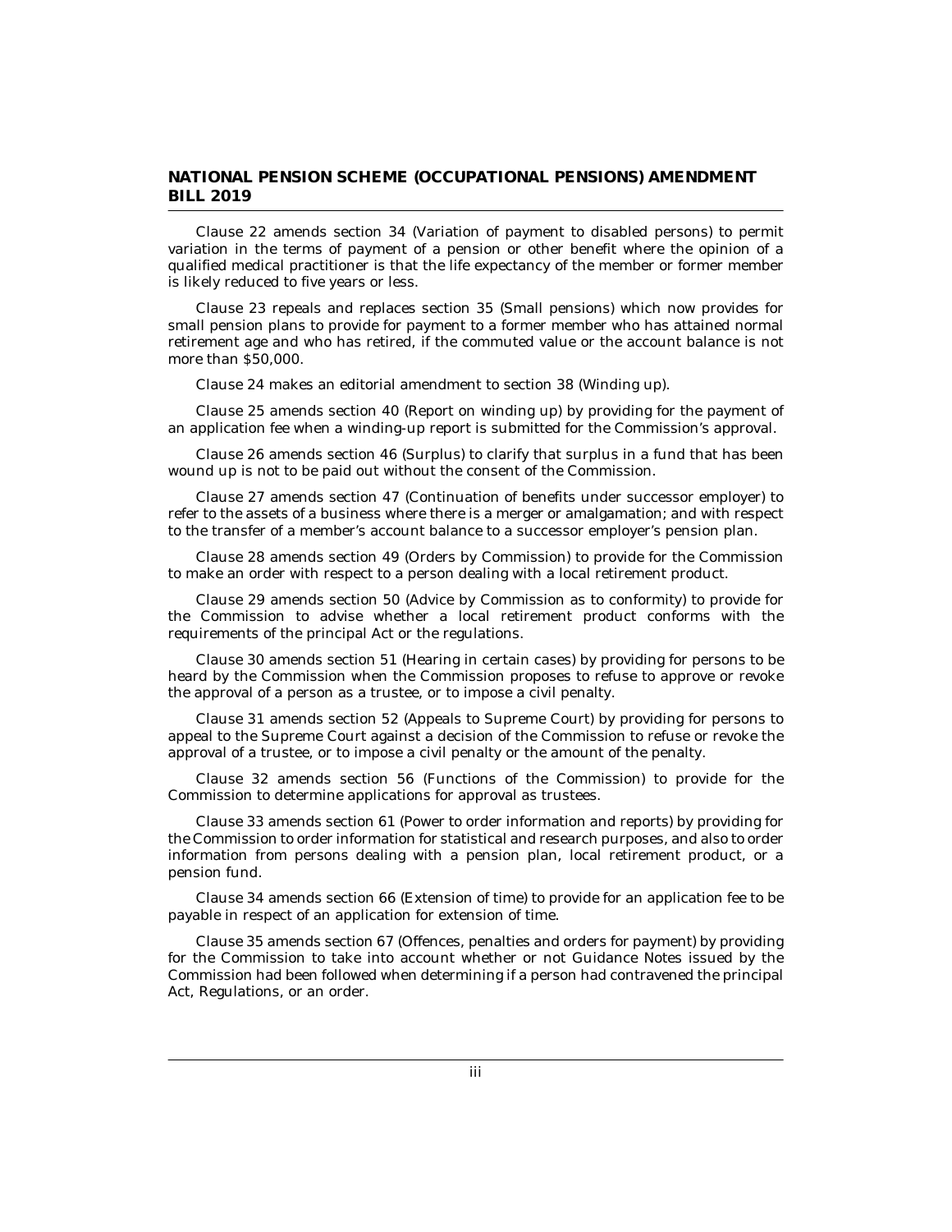Clause 22 amends section 34 (Variation of payment to disabled persons) to permit variation in the terms of payment of a pension or other benefit where the opinion of a qualified medical practitioner is that the life expectancy of the member or former member is likely reduced to five years or less.

Clause 23 repeals and replaces section 35 (Small pensions) which now provides for small pension plans to provide for payment to a former member who has attained normal retirement age and who has retired, if the commuted value or the account balance is not more than $50,000.

Clause 24 makes an editorial amendment to section 38 (Winding up).

Clause 25 amends section 40 (Report on winding up) by providing for the payment of an application fee when a winding-up report is submitted for the Commission's approval.

Clause 26 amends section 46 (Surplus) to clarify that surplus in a fund that has been wound up is not to be paid out without the consent of the Commission.

Clause 27 amends section 47 (Continuation of benefits under successor employer) to refer to the assets of a business where there is a merger or amalgamation; and with respect to the transfer of a member's account balance to a successor employer's pension plan.

Clause 28 amends section 49 (Orders by Commission) to provide for the Commission to make an order with respect to a person dealing with a local retirement product.

Clause 29 amends section 50 (Advice by Commission as to conformity) to provide for the Commission to advise whether a local retirement product conforms with the requirements of the principal Act or the regulations.

Clause 30 amends section 51 (Hearing in certain cases) by providing for persons to be heard by the Commission when the Commission proposes to refuse to approve or revoke the approval of a person as a trustee, or to impose a civil penalty.

Clause 31 amends section 52 (Appeals to Supreme Court) by providing for persons to appeal to the Supreme Court against a decision of the Commission to refuse or revoke the approval of a trustee, or to impose a civil penalty or the amount of the penalty.

Clause 32 amends section 56 (Functions of the Commission) to provide for the Commission to determine applications for approval as trustees.

Clause 33 amends section 61 (Power to order information and reports) by providing for the Commission to order information for statistical and research purposes, and also to order information from persons dealing with a pension plan, local retirement product, or a pension fund.

Clause 34 amends section 66 (Extension of time) to provide for an application fee to be payable in respect of an application for extension of time.

Clause 35 amends section 67 (Offences, penalties and orders for payment) by providing for the Commission to take into account whether or not Guidance Notes issued by the Commission had been followed when determining if a person had contravened the principal Act, Regulations, or an order.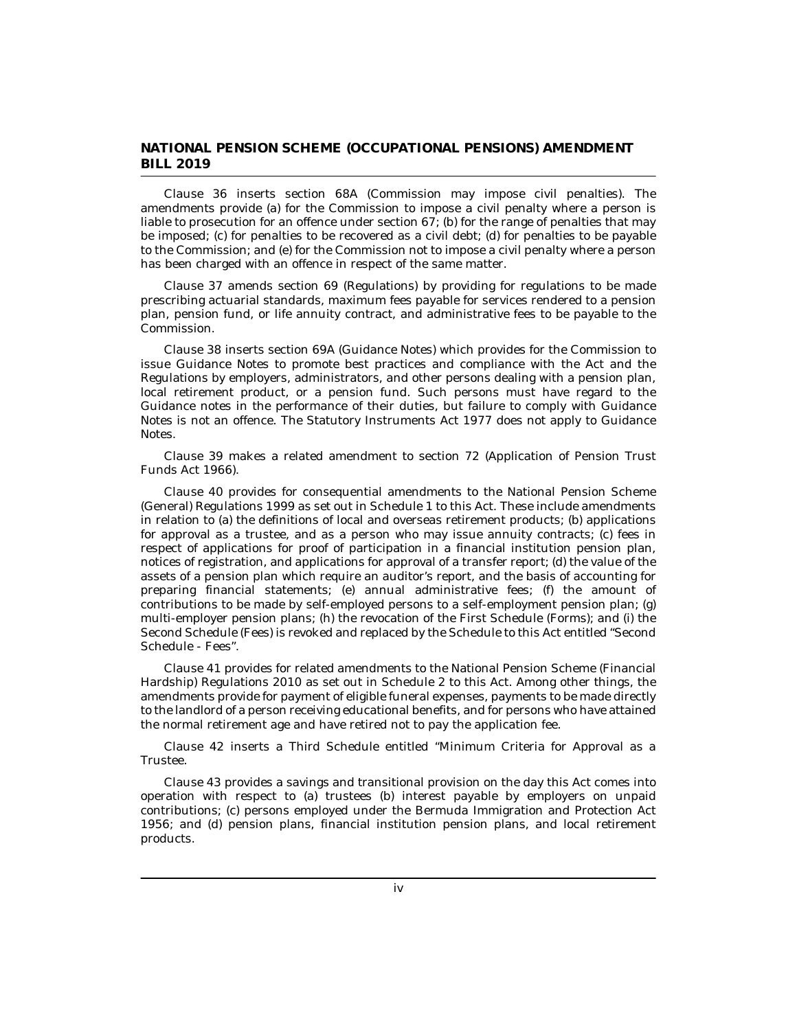Clause 36 inserts section 68A (Commission may impose civil penalties). The amendments provide (a) for the Commission to impose a civil penalty where a person is liable to prosecution for an offence under section 67; (b) for the range of penalties that may be imposed; (c) for penalties to be recovered as a civil debt; (d) for penalties to be payable to the Commission; and (e) for the Commission not to impose a civil penalty where a person has been charged with an offence in respect of the same matter.

Clause 37 amends section 69 (Regulations) by providing for regulations to be made prescribing actuarial standards, maximum fees payable for services rendered to a pension plan, pension fund, or life annuity contract, and administrative fees to be payable to the Commission.

Clause 38 inserts section 69A (Guidance Notes) which provides for the Commission to issue Guidance Notes to promote best practices and compliance with the Act and the Regulations by employers, administrators, and other persons dealing with a pension plan, local retirement product, or a pension fund. Such persons must have regard to the Guidance notes in the performance of their duties, but failure to comply with Guidance Notes is not an offence. The Statutory Instruments Act 1977 does not apply to Guidance Notes.

Clause 39 makes a related amendment to section 72 (Application of Pension Trust Funds Act 1966).

Clause 40 provides for consequential amendments to the National Pension Scheme (General) Regulations 1999 as set out in Schedule 1 to this Act. These include amendments in relation to (a) the definitions of local and overseas retirement products; (b) applications for approval as a trustee, and as a person who may issue annuity contracts; (c) fees in respect of applications for proof of participation in a financial institution pension plan, notices of registration, and applications for approval of a transfer report; (d) the value of the assets of a pension plan which require an auditor's report, and the basis of accounting for preparing financial statements; (e) annual administrative fees; (f) the amount of contributions to be made by self-employed persons to a self-employment pension plan; (g) multi-employer pension plans; (h) the revocation of the First Schedule (Forms); and (i) the Second Schedule (Fees) is revoked and replaced by the Schedule to this Act entitled "Second Schedule - Fees".

Clause 41 provides for related amendments to the National Pension Scheme (Financial Hardship) Regulations 2010 as set out in Schedule 2 to this Act. Among other things, the amendments provide for payment of eligible funeral expenses, payments to be made directly to the landlord of a person receiving educational benefits, and for persons who have attained the normal retirement age and have retired not to pay the application fee.

Clause 42 inserts a Third Schedule entitled "Minimum Criteria for Approval as a Trustee.

Clause 43 provides a savings and transitional provision on the day this Act comes into operation with respect to (a) trustees (b) interest payable by employers on unpaid contributions; (c) persons employed under the Bermuda Immigration and Protection Act 1956; and (d) pension plans, financial institution pension plans, and local retirement products.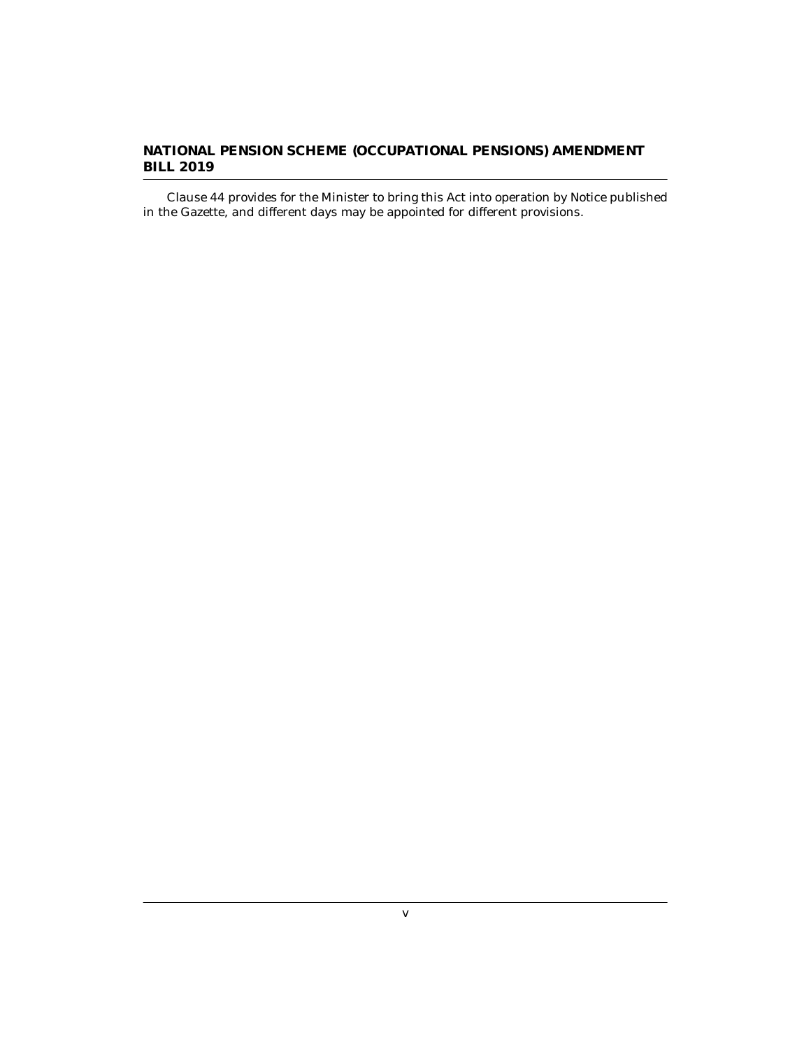Clause 44 provides for the Minister to bring this Act into operation by Notice published in the Gazette, and different days may be appointed for different provisions.